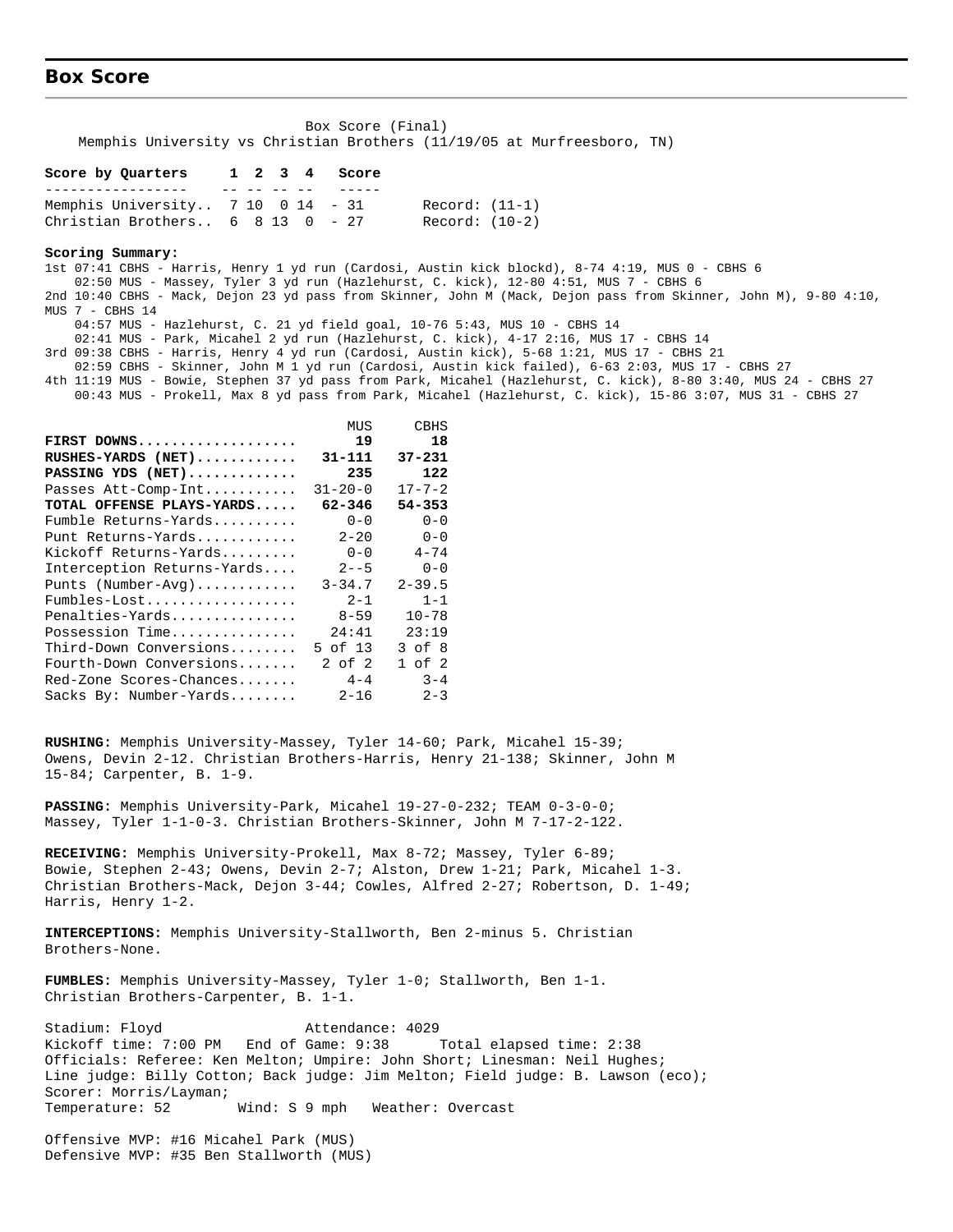## Box Score

Box Score (Final)
Memphis University vs Christian Brothers (11/19/05 at Murfreesboro, TN)

| Score by Quarters | 1 | 2 | 3 | 4 | Score | |
|---|---|---|---|---|---|---|
| Memphis University.. | 7 | 10 | 0 | 14 | 31 | Record: (11-1) |
| Christian Brothers.. | 6 | 8 | 13 | 0 | 27 | Record: (10-2) |

**Scoring Summary:**

1st 07:41 CBHS - Harris, Henry 1 yd run (Cardosi, Austin kick blockd), 8-74 4:19, MUS 0 - CBHS 6
02:50 MUS - Massey, Tyler 3 yd run (Hazlehurst, C. kick), 12-80 4:51, MUS 7 - CBHS 6
2nd 10:40 CBHS - Mack, Dejon 23 yd pass from Skinner, John M (Mack, Dejon pass from Skinner, John M), 9-80 4:10, MUS 7 - CBHS 14
04:57 MUS - Hazlehurst, C. 21 yd field goal, 10-76 5:43, MUS 10 - CBHS 14
02:41 MUS - Park, Micahel 2 yd run (Hazlehurst, C. kick), 4-17 2:16, MUS 17 - CBHS 14
3rd 09:38 CBHS - Harris, Henry 4 yd run (Cardosi, Austin kick), 5-68 1:21, MUS 17 - CBHS 21
02:59 CBHS - Skinner, John M 1 yd run (Cardosi, Austin kick failed), 6-63 2:03, MUS 17 - CBHS 27
4th 11:19 MUS - Bowie, Stephen 37 yd pass from Park, Micahel (Hazlehurst, C. kick), 8-80 3:40, MUS 24 - CBHS 27
00:43 MUS - Prokell, Max 8 yd pass from Park, Micahel (Hazlehurst, C. kick), 15-86 3:07, MUS 31 - CBHS 27

| | MUS | CBHS |
|---|---|---|
| **FIRST DOWNS** | **19** | **18** |
| **RUSHES-YARDS (NET)** | **31-111** | **37-231** |
| **PASSING YDS (NET)** | **235** | **122** |
| Passes Att-Comp-Int | 31-20-0 | 17-7-2 |
| **TOTAL OFFENSE PLAYS-YARDS** | **62-346** | **54-353** |
| Fumble Returns-Yards | 0-0 | 0-0 |
| Punt Returns-Yards | 2-20 | 0-0 |
| Kickoff Returns-Yards | 0-0 | 4-74 |
| Interception Returns-Yards | 2--5 | 0-0 |
| Punts (Number-Avg) | 3-34.7 | 2-39.5 |
| Fumbles-Lost | 2-1 | 1-1 |
| Penalties-Yards | 8-59 | 10-78 |
| Possession Time | 24:41 | 23:19 |
| Third-Down Conversions | 5 of 13 | 3 of 8 |
| Fourth-Down Conversions | 2 of 2 | 1 of 2 |
| Red-Zone Scores-Chances | 4-4 | 3-4 |
| Sacks By: Number-Yards | 2-16 | 2-3 |

**RUSHING:** Memphis University-Massey, Tyler 14-60; Park, Micahel 15-39; Owens, Devin 2-12. Christian Brothers-Harris, Henry 21-138; Skinner, John M 15-84; Carpenter, B. 1-9.

**PASSING:** Memphis University-Park, Micahel 19-27-0-232; TEAM 0-3-0-0; Massey, Tyler 1-1-0-3. Christian Brothers-Skinner, John M 7-17-2-122.

**RECEIVING:** Memphis University-Prokell, Max 8-72; Massey, Tyler 6-89; Bowie, Stephen 2-43; Owens, Devin 2-7; Alston, Drew 1-21; Park, Micahel 1-3. Christian Brothers-Mack, Dejon 3-44; Cowles, Alfred 2-27; Robertson, D. 1-49; Harris, Henry 1-2.

**INTERCEPTIONS:** Memphis University-Stallworth, Ben 2-minus 5. Christian Brothers-None.

**FUMBLES:** Memphis University-Massey, Tyler 1-0; Stallworth, Ben 1-1. Christian Brothers-Carpenter, B. 1-1.

Stadium: Floyd Attendance: 4029
Kickoff time: 7:00 PM End of Game: 9:38 Total elapsed time: 2:38
Officials: Referee: Ken Melton; Umpire: John Short; Linesman: Neil Hughes; Line judge: Billy Cotton; Back judge: Jim Melton; Field judge: B. Lawson (eco);
Scorer: Morris/Layman;
Temperature: 52 Wind: S 9 mph Weather: Overcast

Offensive MVP: #16 Micahel Park (MUS)
Defensive MVP: #35 Ben Stallworth (MUS)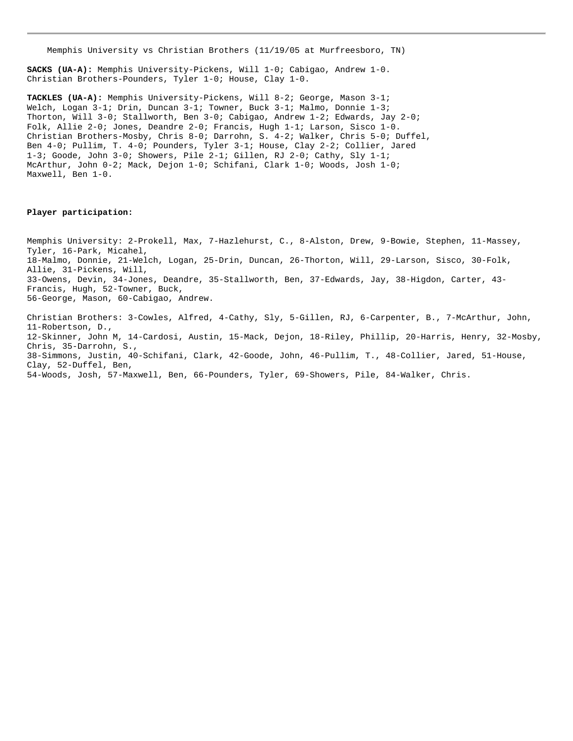Memphis University vs Christian Brothers (11/19/05 at Murfreesboro, TN)

**SACKS (UA-A):** Memphis University-Pickens, Will 1-0; Cabigao, Andrew 1-0. Christian Brothers-Pounders, Tyler 1-0; House, Clay 1-0.

**TACKLES (UA-A):** Memphis University-Pickens, Will 8-2; George, Mason 3-1; Welch, Logan 3-1; Drin, Duncan 3-1; Towner, Buck 3-1; Malmo, Donnie 1-3; Thorton, Will 3-0; Stallworth, Ben 3-0; Cabigao, Andrew 1-2; Edwards, Jay 2-0; Folk, Allie 2-0; Jones, Deandre 2-0; Francis, Hugh 1-1; Larson, Sisco 1-0. Christian Brothers-Mosby, Chris 8-0; Darrohn, S. 4-2; Walker, Chris 5-0; Duffel, Ben 4-0; Pullim, T. 4-0; Pounders, Tyler 3-1; House, Clay 2-2; Collier, Jared 1-3; Goode, John 3-0; Showers, Pile 2-1; Gillen, RJ 2-0; Cathy, Sly 1-1; McArthur, John 0-2; Mack, Dejon 1-0; Schifani, Clark 1-0; Woods, Josh 1-0; Maxwell, Ben 1-0.

**Player participation:**

Memphis University: 2-Prokell, Max, 7-Hazlehurst, C., 8-Alston, Drew, 9-Bowie, Stephen, 11-Massey, Tyler, 16-Park, Micahel, 18-Malmo, Donnie, 21-Welch, Logan, 25-Drin, Duncan, 26-Thorton, Will, 29-Larson, Sisco, 30-Folk, Allie, 31-Pickens, Will, 33-Owens, Devin, 34-Jones, Deandre, 35-Stallworth, Ben, 37-Edwards, Jay, 38-Higdon, Carter, 43-Francis, Hugh, 52-Towner, Buck, 56-George, Mason, 60-Cabigao, Andrew.

Christian Brothers: 3-Cowles, Alfred, 4-Cathy, Sly, 5-Gillen, RJ, 6-Carpenter, B., 7-McArthur, John, 11-Robertson, D., 12-Skinner, John M, 14-Cardosi, Austin, 15-Mack, Dejon, 18-Riley, Phillip, 20-Harris, Henry, 32-Mosby, Chris, 35-Darrohn, S., 38-Simmons, Justin, 40-Schifani, Clark, 42-Goode, John, 46-Pullim, T., 48-Collier, Jared, 51-House, Clay, 52-Duffel, Ben, 54-Woods, Josh, 57-Maxwell, Ben, 66-Pounders, Tyler, 69-Showers, Pile, 84-Walker, Chris.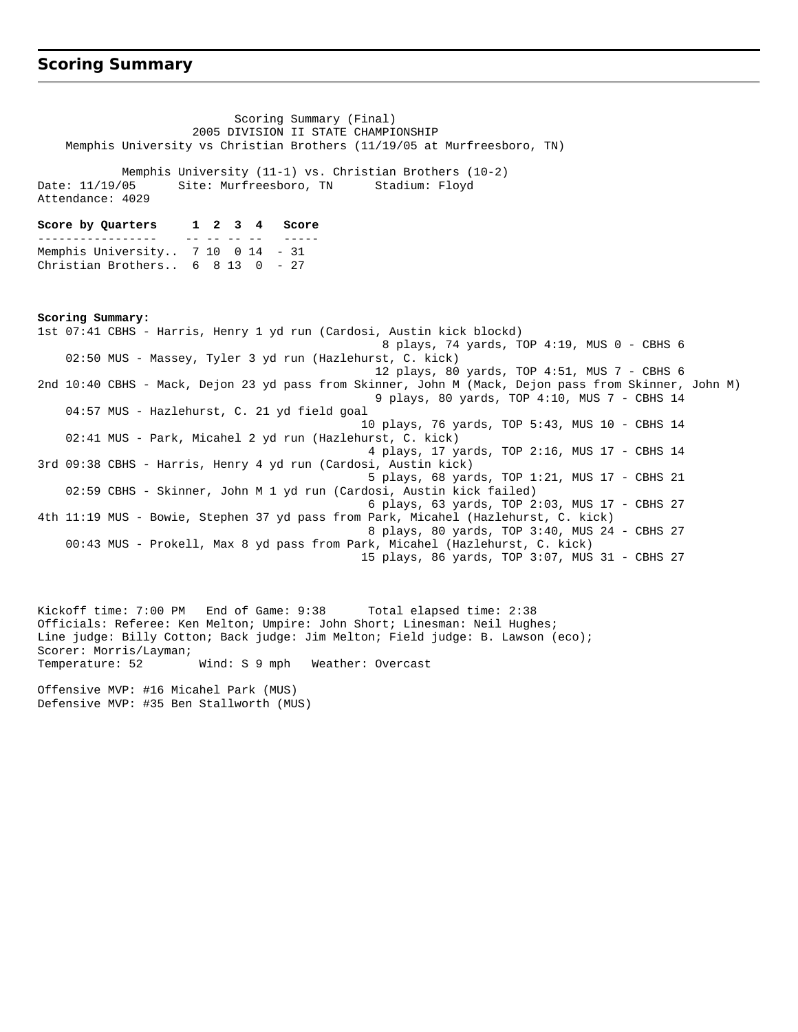## Scoring Summary

Scoring Summary (Final)
2005 DIVISION II STATE CHAMPIONSHIP
Memphis University vs Christian Brothers (11/19/05 at Murfreesboro, TN)

Memphis University (11-1) vs. Christian Brothers (10-2)
Date: 11/19/05 Site: Murfreesboro, TN Stadium: Floyd
Attendance: 4029

| Score by Quarters | 1 | 2 | 3 | 4 | Score |
|---|---|---|---|---|---|
| Memphis University.. | 7 | 10 | 0 | 14 | 31 |
| Christian Brothers.. | 6 | 8 | 13 | 0 | 27 |

**Scoring Summary:**

```
1st 07:41 CBHS - Harris, Henry 1 yd run (Cardosi, Austin kick blockd)
                                                8 plays, 74 yards, TOP 4:19, MUS 0 - CBHS 6
    02:50 MUS - Massey, Tyler 3 yd run (Hazlehurst, C. kick)
                                               12 plays, 80 yards, TOP 4:51, MUS 7 - CBHS 6
2nd 10:40 CBHS - Mack, Dejon 23 yd pass from Skinner, John M (Mack, Dejon pass from Skinner, John M)
                                               9 plays, 80 yards, TOP 4:10, MUS 7 - CBHS 14
    04:57 MUS - Hazlehurst, C. 21 yd field goal
                                              10 plays, 76 yards, TOP 5:43, MUS 10 - CBHS 14
    02:41 MUS - Park, Micahel 2 yd run (Hazlehurst, C. kick)
                                               4 plays, 17 yards, TOP 2:16, MUS 17 - CBHS 14
3rd 09:38 CBHS - Harris, Henry 4 yd run (Cardosi, Austin kick)
                                               5 plays, 68 yards, TOP 1:21, MUS 17 - CBHS 21
    02:59 CBHS - Skinner, John M 1 yd run (Cardosi, Austin kick failed)
                                               6 plays, 63 yards, TOP 2:03, MUS 17 - CBHS 27
4th 11:19 MUS - Bowie, Stephen 37 yd pass from Park, Micahel (Hazlehurst, C. kick)
                                               8 plays, 80 yards, TOP 3:40, MUS 24 - CBHS 27
    00:43 MUS - Prokell, Max 8 yd pass from Park, Micahel (Hazlehurst, C. kick)
                                              15 plays, 86 yards, TOP 3:07, MUS 31 - CBHS 27
```

Kickoff time: 7:00 PM End of Game: 9:38 Total elapsed time: 2:38
Officials: Referee: Ken Melton; Umpire: John Short; Linesman: Neil Hughes;
Line judge: Billy Cotton; Back judge: Jim Melton; Field judge: B. Lawson (eco);
Scorer: Morris/Layman;
Temperature: 52 Wind: S 9 mph Weather: Overcast

Offensive MVP: #16 Micahel Park (MUS)
Defensive MVP: #35 Ben Stallworth (MUS)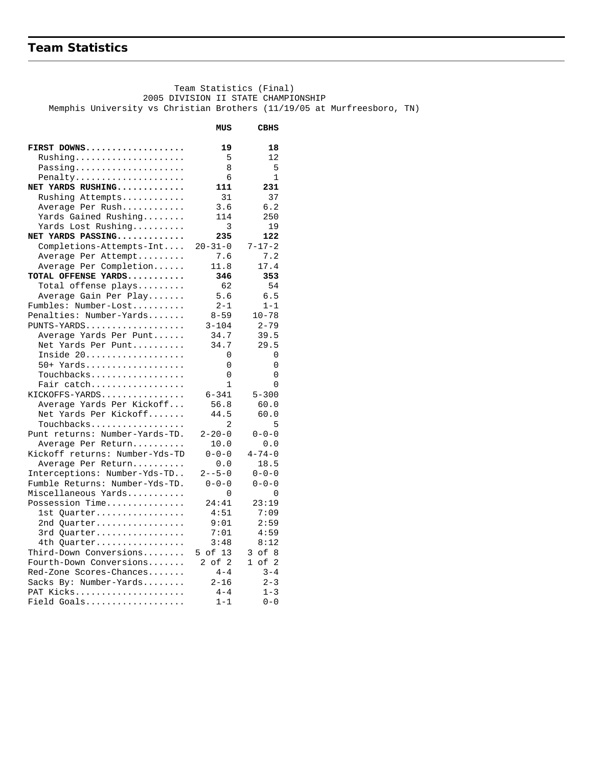## Team Statistics

Team Statistics (Final)
2005 DIVISION II STATE CHAMPIONSHIP
Memphis University vs Christian Brothers (11/19/05 at Murfreesboro, TN)

| | MUS | CBHS |
|---|---|---|
| **FIRST DOWNS** | **19** | **18** |
| Rushing | 5 | 12 |
| Passing | 8 | 5 |
| Penalty | 6 | 1 |
| **NET YARDS RUSHING** | **111** | **231** |
| Rushing Attempts | 31 | 37 |
| Average Per Rush | 3.6 | 6.2 |
| Yards Gained Rushing | 114 | 250 |
| Yards Lost Rushing | 3 | 19 |
| **NET YARDS PASSING** | **235** | **122** |
| Completions-Attempts-Int | 20-31-0 | 7-17-2 |
| Average Per Attempt | 7.6 | 7.2 |
| Average Per Completion | 11.8 | 17.4 |
| **TOTAL OFFENSE YARDS** | **346** | **353** |
| Total offense plays | 62 | 54 |
| Average Gain Per Play | 5.6 | 6.5 |
| Fumbles: Number-Lost | 2-1 | 1-1 |
| Penalties: Number-Yards | 8-59 | 10-78 |
| PUNTS-YARDS | 3-104 | 2-79 |
| Average Yards Per Punt | 34.7 | 39.5 |
| Net Yards Per Punt | 34.7 | 29.5 |
| Inside 20 | 0 | 0 |
| 50+ Yards | 0 | 0 |
| Touchbacks | 0 | 0 |
| Fair catch | 1 | 0 |
| KICKOFFS-YARDS | 6-341 | 5-300 |
| Average Yards Per Kickoff | 56.8 | 60.0 |
| Net Yards Per Kickoff | 44.5 | 60.0 |
| Touchbacks | 2 | 5 |
| Punt returns: Number-Yards-TD | 2-20-0 | 0-0-0 |
| Average Per Return | 10.0 | 0.0 |
| Kickoff returns: Number-Yds-TD | 0-0-0 | 4-74-0 |
| Average Per Return | 0.0 | 18.5 |
| Interceptions: Number-Yds-TD | 2--5-0 | 0-0-0 |
| Fumble Returns: Number-Yds-TD | 0-0-0 | 0-0-0 |
| Miscellaneous Yards | 0 | 0 |
| Possession Time | 24:41 | 23:19 |
| 1st Quarter | 4:51 | 7:09 |
| 2nd Quarter | 9:01 | 2:59 |
| 3rd Quarter | 7:01 | 4:59 |
| 4th Quarter | 3:48 | 8:12 |
| Third-Down Conversions | 5 of 13 | 3 of 8 |
| Fourth-Down Conversions | 2 of 2 | 1 of 2 |
| Red-Zone Scores-Chances | 4-4 | 3-4 |
| Sacks By: Number-Yards | 2-16 | 2-3 |
| PAT Kicks | 4-4 | 1-3 |
| Field Goals | 1-1 | 0-0 |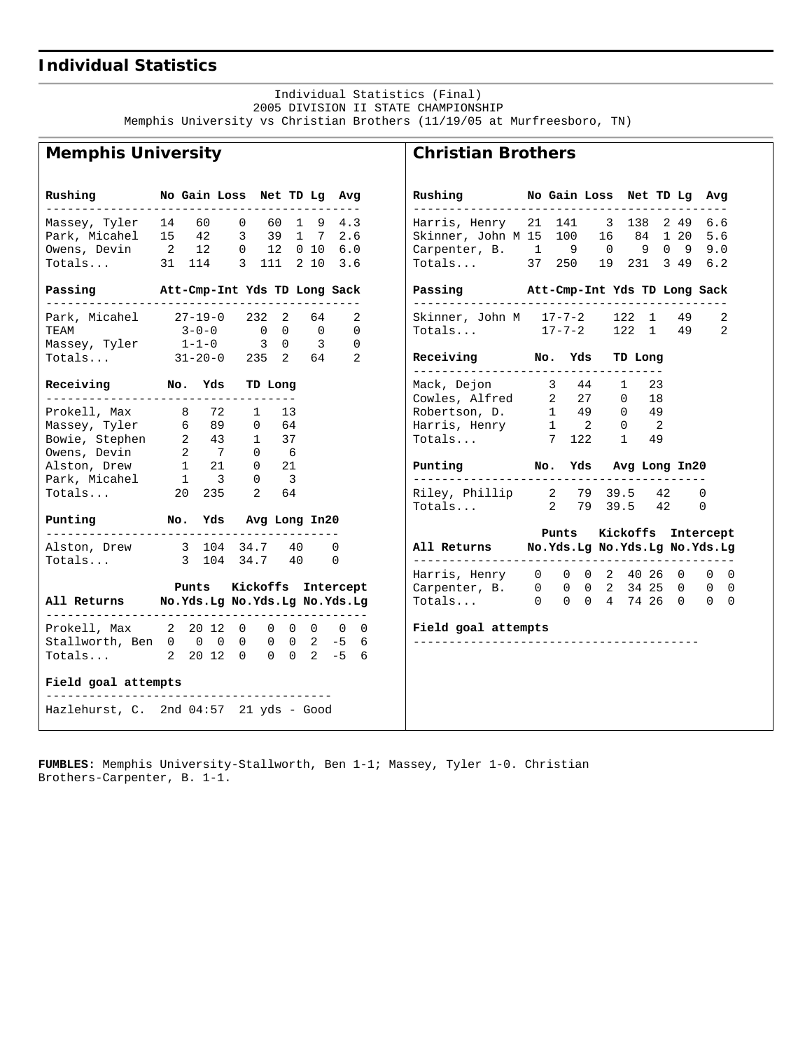## Individual Statistics

Individual Statistics (Final)
2005 DIVISION II STATE CHAMPIONSHIP
Memphis University vs Christian Brothers (11/19/05 at Murfreesboro, TN)

### Memphis University

| Rushing | No | Gain | Loss | Net | TD | Lg | Avg |
|---|---|---|---|---|---|---|---|
| Massey, Tyler | 14 | 60 | 0 | 60 | 1 | 9 | 4.3 |
| Park, Micahel | 15 | 42 | 3 | 39 | 1 | 7 | 2.6 |
| Owens, Devin | 2 | 12 | 0 | 12 | 0 | 10 | 6.0 |
| Totals... | 31 | 114 | 3 | 111 | 2 | 10 | 3.6 |

| Passing | Att-Cmp-Int | Yds | TD | Long | Sack |
|---|---|---|---|---|---|
| Park, Micahel | 27-19-0 | 232 | 2 | 64 | 2 |
| TEAM | 3-0-0 | 0 | 0 | 0 | 0 |
| Massey, Tyler | 1-1-0 | 3 | 0 | 3 | 0 |
| Totals... | 31-20-0 | 235 | 2 | 64 | 2 |

| Receiving | No. | Yds | TD | Long |
|---|---|---|---|---|
| Prokell, Max | 8 | 72 | 1 | 13 |
| Massey, Tyler | 6 | 89 | 0 | 64 |
| Bowie, Stephen | 2 | 43 | 1 | 37 |
| Owens, Devin | 2 | 7 | 0 | 6 |
| Alston, Drew | 1 | 21 | 0 | 21 |
| Park, Micahel | 1 | 3 | 0 | 3 |
| Totals... | 20 | 235 | 2 | 64 |

| Punting | No. | Yds | Avg | Long | In20 |
|---|---|---|---|---|---|
| Alston, Drew | 3 | 104 | 34.7 | 40 | 0 |
| Totals... | 3 | 104 | 34.7 | 40 | 0 |

| | Punts | | | Kickoffs | | | Intercept | | |
|---|---|---|---|---|---|---|---|---|---|
| All Returns | No. | Yds. | Lg | No. | Yds. | Lg | No. | Yds. | Lg |
| Prokell, Max | 2 | 20 | 12 | 0 | 0 | 0 | 0 | 0 | 0 |
| Stallworth, Ben | 0 | 0 | 0 | 0 | 0 | 0 | 2 | -5 | 6 |
| Totals... | 2 | 20 | 12 | 0 | 0 | 0 | 2 | -5 | 6 |

**Field goal attempts**

Hazlehurst, C. 2nd 04:57 21 yds - Good

### Christian Brothers

| Rushing | No | Gain | Loss | Net | TD | Lg | Avg |
|---|---|---|---|---|---|---|---|
| Harris, Henry | 21 | 141 | 3 | 138 | 2 | 49 | 6.6 |
| Skinner, John M | 15 | 100 | 16 | 84 | 1 | 20 | 5.6 |
| Carpenter, B. | 1 | 9 | 0 | 9 | 0 | 9 | 9.0 |
| Totals... | 37 | 250 | 19 | 231 | 3 | 49 | 6.2 |

| Passing | Att-Cmp-Int | Yds | TD | Long | Sack |
|---|---|---|---|---|---|
| Skinner, John M | 17-7-2 | 122 | 1 | 49 | 2 |
| Totals... | 17-7-2 | 122 | 1 | 49 | 2 |

| Receiving | No. | Yds | TD | Long |
|---|---|---|---|---|
| Mack, Dejon | 3 | 44 | 1 | 23 |
| Cowles, Alfred | 2 | 27 | 0 | 18 |
| Robertson, D. | 1 | 49 | 0 | 49 |
| Harris, Henry | 1 | 2 | 0 | 2 |
| Totals... | 7 | 122 | 1 | 49 |

| Punting | No. | Yds | Avg | Long | In20 |
|---|---|---|---|---|---|
| Riley, Phillip | 2 | 79 | 39.5 | 42 | 0 |
| Totals... | 2 | 79 | 39.5 | 42 | 0 |

| | Punts | | | Kickoffs | | | Intercept | | |
|---|---|---|---|---|---|---|---|---|---|
| All Returns | No. | Yds. | Lg | No. | Yds. | Lg | No. | Yds. | Lg |
| Harris, Henry | 0 | 0 | 0 | 2 | 40 | 26 | 0 | 0 | 0 |
| Carpenter, B. | 0 | 0 | 0 | 2 | 34 | 25 | 0 | 0 | 0 |
| Totals... | 0 | 0 | 0 | 4 | 74 | 26 | 0 | 0 | 0 |

**Field goal attempts**

**FUMBLES:** Memphis University-Stallworth, Ben 1-1; Massey, Tyler 1-0. Christian Brothers-Carpenter, B. 1-1.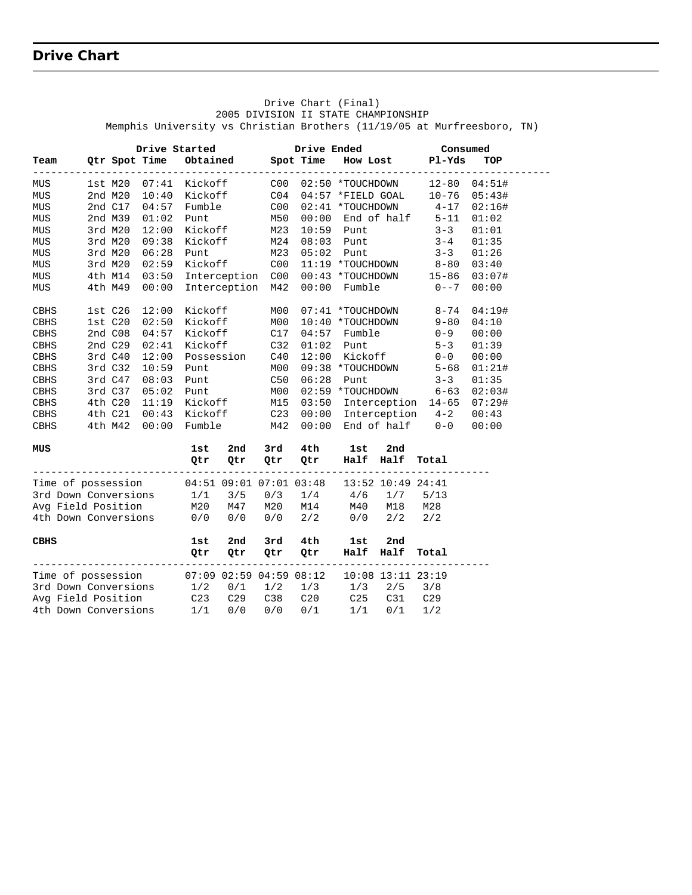## Drive Chart

Drive Chart (Final)
2005 DIVISION II STATE CHAMPIONSHIP
Memphis University vs Christian Brothers (11/19/05 at Murfreesboro, TN)

| Team | Qtr | Drive Started Spot | Time | Obtained | Drive Ended Spot | Time | How Lost | Consumed Pl-Yds | TOP |
|---|---|---|---|---|---|---|---|---|---|
| MUS | 1st | M20 | 07:41 | Kickoff | C00 | 02:50 | *TOUCHDOWN | 12-80 | 04:51# |
| MUS | 2nd | M20 | 10:40 | Kickoff | C04 | 04:57 | *FIELD GOAL | 10-76 | 05:43# |
| MUS | 2nd | C17 | 04:57 | Fumble | C00 | 02:41 | *TOUCHDOWN | 4-17 | 02:16# |
| MUS | 2nd | M39 | 01:02 | Punt | M50 | 00:00 | End of half | 5-11 | 01:02 |
| MUS | 3rd | M20 | 12:00 | Kickoff | M23 | 10:59 | Punt | 3-3 | 01:01 |
| MUS | 3rd | M20 | 09:38 | Kickoff | M24 | 08:03 | Punt | 3-4 | 01:35 |
| MUS | 3rd | M20 | 06:28 | Punt | M23 | 05:02 | Punt | 3-3 | 01:26 |
| MUS | 3rd | M20 | 02:59 | Kickoff | C00 | 11:19 | *TOUCHDOWN | 8-80 | 03:40 |
| MUS | 4th | M14 | 03:50 | Interception | C00 | 00:43 | *TOUCHDOWN | 15-86 | 03:07# |
| MUS | 4th | M49 | 00:00 | Interception | M42 | 00:00 | Fumble | 0--7 | 00:00 |
| | | | | | | | | | |
| CBHS | 1st | C26 | 12:00 | Kickoff | M00 | 07:41 | *TOUCHDOWN | 8-74 | 04:19# |
| CBHS | 1st | C20 | 02:50 | Kickoff | M00 | 10:40 | *TOUCHDOWN | 9-80 | 04:10 |
| CBHS | 2nd | C08 | 04:57 | Kickoff | C17 | 04:57 | Fumble | 0-9 | 00:00 |
| CBHS | 2nd | C29 | 02:41 | Kickoff | C32 | 01:02 | Punt | 5-3 | 01:39 |
| CBHS | 3rd | C40 | 12:00 | Possession | C40 | 12:00 | Kickoff | 0-0 | 00:00 |
| CBHS | 3rd | C32 | 10:59 | Punt | M00 | 09:38 | *TOUCHDOWN | 5-68 | 01:21# |
| CBHS | 3rd | C47 | 08:03 | Punt | C50 | 06:28 | Punt | 3-3 | 01:35 |
| CBHS | 3rd | C37 | 05:02 | Punt | M00 | 02:59 | *TOUCHDOWN | 6-63 | 02:03# |
| CBHS | 4th | C20 | 11:19 | Kickoff | M15 | 03:50 | Interception | 14-65 | 07:29# |
| CBHS | 4th | C21 | 00:43 | Kickoff | C23 | 00:00 | Interception | 4-2 | 00:43 |
| CBHS | 4th | M42 | 00:00 | Fumble | M42 | 00:00 | End of half | 0-0 | 00:00 |

| MUS | 1st Qtr | 2nd Qtr | 3rd Qtr | 4th Qtr | 1st Half | 2nd Half | Total |
|---|---|---|---|---|---|---|---|
| Time of possession | 04:51 | 09:01 | 07:01 | 03:48 | 13:52 | 10:49 | 24:41 |
| 3rd Down Conversions | 1/1 | 3/5 | 0/3 | 1/4 | 4/6 | 1/7 | 5/13 |
| Avg Field Position | M20 | M47 | M20 | M14 | M40 | M18 | M28 |
| 4th Down Conversions | 0/0 | 0/0 | 0/0 | 2/2 | 0/0 | 2/2 | 2/2 |

| CBHS | 1st Qtr | 2nd Qtr | 3rd Qtr | 4th Qtr | 1st Half | 2nd Half | Total |
|---|---|---|---|---|---|---|---|
| Time of possession | 07:09 | 02:59 | 04:59 | 08:12 | 10:08 | 13:11 | 23:19 |
| 3rd Down Conversions | 1/2 | 0/1 | 1/2 | 1/3 | 1/3 | 2/5 | 3/8 |
| Avg Field Position | C23 | C29 | C38 | C20 | C25 | C31 | C29 |
| 4th Down Conversions | 1/1 | 0/0 | 0/0 | 0/1 | 1/1 | 0/1 | 1/2 |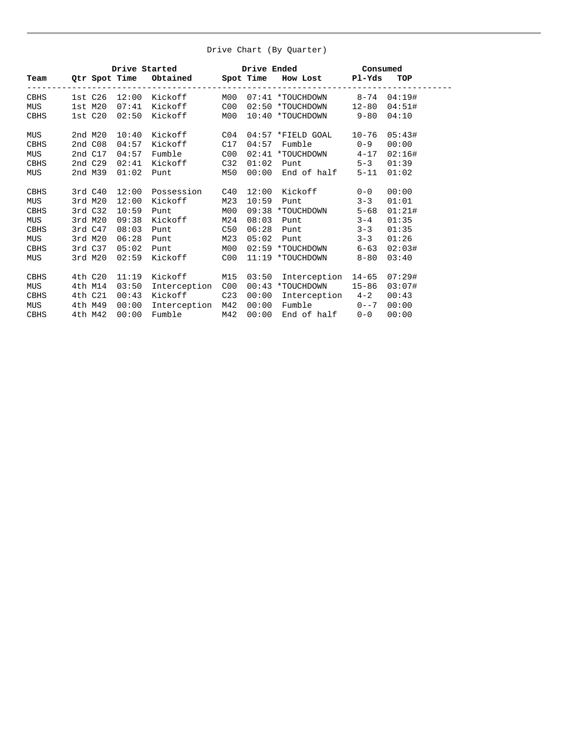## Drive Chart (By Quarter)

| Team | Drive Started | | | | Drive Ended | | | Consumed | |
|---|---|---|---|---|---|---|---|---|---|
| | Qtr | Spot | Time | Obtained | Spot | Time | How Lost | Pl-Yds | TOP |
| CBHS | 1st | C26 | 12:00 | Kickoff | M00 | 07:41 | *TOUCHDOWN | 8-74 | 04:19# |
| MUS | 1st | M20 | 07:41 | Kickoff | C00 | 02:50 | *TOUCHDOWN | 12-80 | 04:51# |
| CBHS | 1st | C20 | 02:50 | Kickoff | M00 | 10:40 | *TOUCHDOWN | 9-80 | 04:10 |
| MUS | 2nd | M20 | 10:40 | Kickoff | C04 | 04:57 | *FIELD GOAL | 10-76 | 05:43# |
| CBHS | 2nd | C08 | 04:57 | Kickoff | C17 | 04:57 | Fumble | 0-9 | 00:00 |
| MUS | 2nd | C17 | 04:57 | Fumble | C00 | 02:41 | *TOUCHDOWN | 4-17 | 02:16# |
| CBHS | 2nd | C29 | 02:41 | Kickoff | C32 | 01:02 | Punt | 5-3 | 01:39 |
| MUS | 2nd | M39 | 01:02 | Punt | M50 | 00:00 | End of half | 5-11 | 01:02 |
| CBHS | 3rd | C40 | 12:00 | Possession | C40 | 12:00 | Kickoff | 0-0 | 00:00 |
| MUS | 3rd | M20 | 12:00 | Kickoff | M23 | 10:59 | Punt | 3-3 | 01:01 |
| CBHS | 3rd | C32 | 10:59 | Punt | M00 | 09:38 | *TOUCHDOWN | 5-68 | 01:21# |
| MUS | 3rd | M20 | 09:38 | Kickoff | M24 | 08:03 | Punt | 3-4 | 01:35 |
| CBHS | 3rd | C47 | 08:03 | Punt | C50 | 06:28 | Punt | 3-3 | 01:35 |
| MUS | 3rd | M20 | 06:28 | Punt | M23 | 05:02 | Punt | 3-3 | 01:26 |
| CBHS | 3rd | C37 | 05:02 | Punt | M00 | 02:59 | *TOUCHDOWN | 6-63 | 02:03# |
| MUS | 3rd | M20 | 02:59 | Kickoff | C00 | 11:19 | *TOUCHDOWN | 8-80 | 03:40 |
| CBHS | 4th | C20 | 11:19 | Kickoff | M15 | 03:50 | Interception | 14-65 | 07:29# |
| MUS | 4th | M14 | 03:50 | Interception | C00 | 00:43 | *TOUCHDOWN | 15-86 | 03:07# |
| CBHS | 4th | C21 | 00:43 | Kickoff | C23 | 00:00 | Interception | 4-2 | 00:43 |
| MUS | 4th | M49 | 00:00 | Interception | M42 | 00:00 | Fumble | 0--7 | 00:00 |
| CBHS | 4th | M42 | 00:00 | Fumble | M42 | 00:00 | End of half | 0-0 | 00:00 |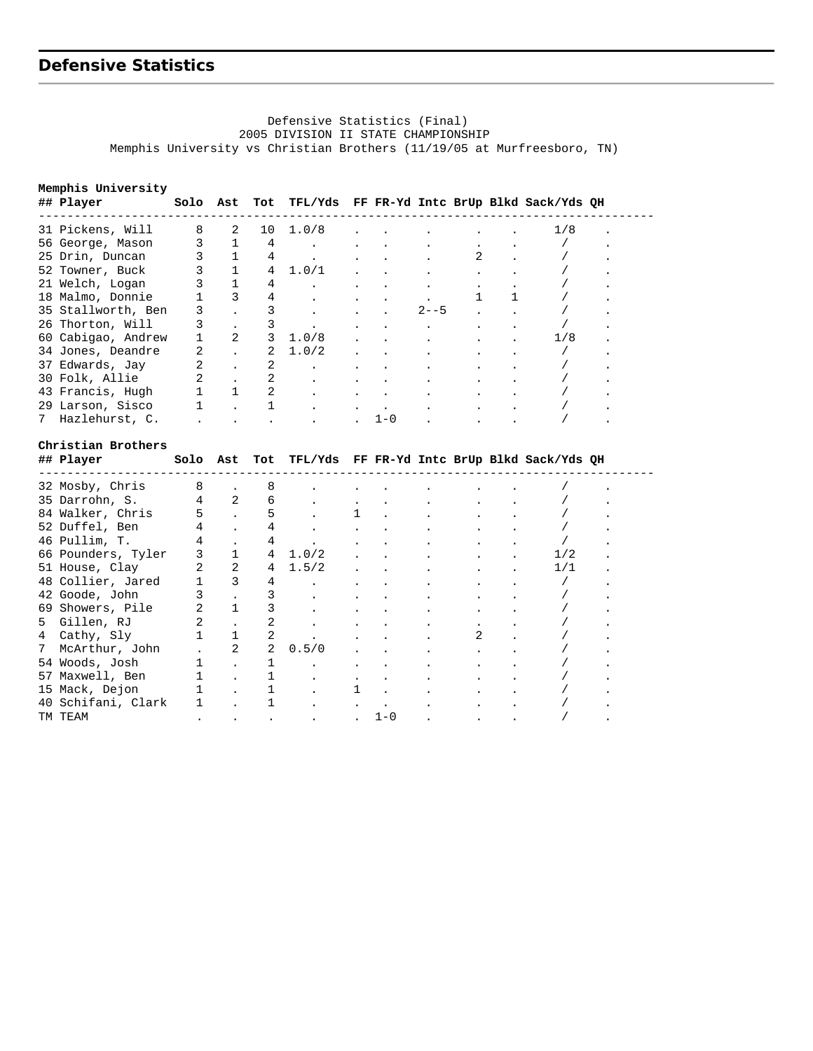## Defensive Statistics

Defensive Statistics (Final)
2005 DIVISION II STATE CHAMPIONSHIP
Memphis University vs Christian Brothers (11/19/05 at Murfreesboro, TN)

**Memphis University**

| ## | Player | Solo | Ast | Tot | TFL/Yds | FF | FR-Yd | Intc | BrUp | Blkd | Sack/Yds | QH |
|---|---|---|---|---|---|---|---|---|---|---|---|---|
| 31 | Pickens, Will | 8 | 2 | 10 | 1.0/8 | . | . | . | . | . | 1/8 | . |
| 56 | George, Mason | 3 | 1 | 4 | . | . | . | . | . | . | / | . |
| 25 | Drin, Duncan | 3 | 1 | 4 | . | . | . | . | 2 | . | / | . |
| 52 | Towner, Buck | 3 | 1 | 4 | 1.0/1 | . | . | . | . | . | / | . |
| 21 | Welch, Logan | 3 | 1 | 4 | . | . | . | . | . | . | / | . |
| 18 | Malmo, Donnie | 1 | 3 | 4 | . | . | . | . | 1 | 1 | / | . |
| 35 | Stallworth, Ben | 3 | . | 3 | . | . | . | 2--5 | . | . | / | . |
| 26 | Thorton, Will | 3 | . | 3 | . | . | . | . | . | . | / | . |
| 60 | Cabigao, Andrew | 1 | 2 | 3 | 1.0/8 | . | . | . | . | . | 1/8 | . |
| 34 | Jones, Deandre | 2 | . | 2 | 1.0/2 | . | . | . | . | . | / | . |
| 37 | Edwards, Jay | 2 | . | 2 | . | . | . | . | . | . | / | . |
| 30 | Folk, Allie | 2 | . | 2 | . | . | . | . | . | . | / | . |
| 43 | Francis, Hugh | 1 | 1 | 2 | . | . | . | . | . | . | / | . |
| 29 | Larson, Sisco | 1 | . | 1 | . | . | . | . | . | . | / | . |
| 7 | Hazlehurst, C. | . | . | . | . | . | 1-0 | . | . | . | / | . |

**Christian Brothers**

| ## | Player | Solo | Ast | Tot | TFL/Yds | FF | FR-Yd | Intc | BrUp | Blkd | Sack/Yds | QH |
|---|---|---|---|---|---|---|---|---|---|---|---|---|
| 32 | Mosby, Chris | 8 | . | 8 | . | . | . | . | . | . | / | . |
| 35 | Darrohn, S. | 4 | 2 | 6 | . | . | . | . | . | . | / | . |
| 84 | Walker, Chris | 5 | . | 5 | . | 1 | . | . | . | . | / | . |
| 52 | Duffel, Ben | 4 | . | 4 | . | . | . | . | . | . | / | . |
| 46 | Pullim, T. | 4 | . | 4 | . | . | . | . | . | . | / | . |
| 66 | Pounders, Tyler | 3 | 1 | 4 | 1.0/2 | . | . | . | . | . | 1/2 | . |
| 51 | House, Clay | 2 | 2 | 4 | 1.5/2 | . | . | . | . | . | 1/1 | . |
| 48 | Collier, Jared | 1 | 3 | 4 | . | . | . | . | . | . | / | . |
| 42 | Goode, John | 3 | . | 3 | . | . | . | . | . | . | / | . |
| 69 | Showers, Pile | 2 | 1 | 3 | . | . | . | . | . | . | / | . |
| 5 | Gillen, RJ | 2 | . | 2 | . | . | . | . | . | . | / | . |
| 4 | Cathy, Sly | 1 | 1 | 2 | . | . | . | . | 2 | . | / | . |
| 7 | McArthur, John | . | 2 | 2 | 0.5/0 | . | . | . | . | . | / | . |
| 54 | Woods, Josh | 1 | . | 1 | . | . | . | . | . | . | / | . |
| 57 | Maxwell, Ben | 1 | . | 1 | . | . | . | . | . | . | / | . |
| 15 | Mack, Dejon | 1 | . | 1 | . | 1 | . | . | . | . | / | . |
| 40 | Schifani, Clark | 1 | . | 1 | . | . | . | . | . | . | / | . |
| TM | TEAM | . | . | . | . | . | 1-0 | . | . | . | / | . |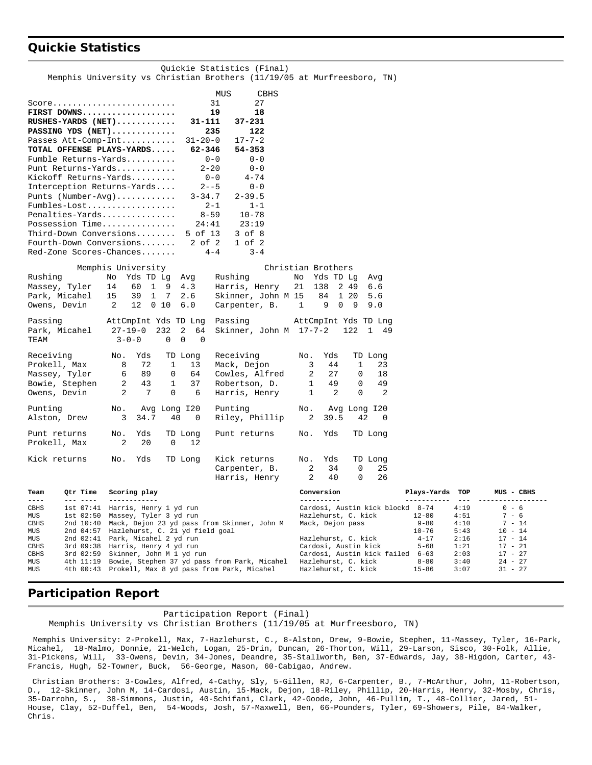## Quickie Statistics

Quickie Statistics (Final)
Memphis University vs Christian Brothers (11/19/05 at Murfreesboro, TN)

| | MUS | CBHS |
|---|---|---|
| Score | 31 | 27 |
| **FIRST DOWNS** | **19** | **18** |
| **RUSHES-YARDS (NET)** | **31-111** | **37-231** |
| **PASSING YDS (NET)** | **235** | **122** |
| Passes Att-Comp-Int | 31-20-0 | 17-7-2 |
| **TOTAL OFFENSE PLAYS-YARDS** | **62-346** | **54-353** |
| Fumble Returns-Yards | 0-0 | 0-0 |
| Punt Returns-Yards | 2-20 | 0-0 |
| Kickoff Returns-Yards | 0-0 | 4-74 |
| Interception Returns-Yards | 2--5 | 0-0 |
| Punts (Number-Avg) | 3-34.7 | 2-39.5 |
| Fumbles-Lost | 2-1 | 1-1 |
| Penalties-Yards | 8-59 | 10-78 |
| Possession Time | 24:41 | 23:19 |
| Third-Down Conversions | 5 of 13 | 3 of 8 |
| Fourth-Down Conversions | 2 of 2 | 1 of 2 |
| Red-Zone Scores-Chances | 4-4 | 3-4 |

### Memphis University

| Rushing | No | Yds | TD | Lg | Avg |
|---|---|---|---|---|---|
| Massey, Tyler | 14 | 60 | 1 | 9 | 4.3 |
| Park, Micahel | 15 | 39 | 1 | 7 | 2.6 |
| Owens, Devin | 2 | 12 | 0 | 10 | 6.0 |

| Passing | AttCmpInt | Yds | TD | Lng |
|---|---|---|---|---|
| Park, Micahel | 27-19-0 | 232 | 2 | 64 |
| TEAM | 3-0-0 | 0 | 0 | 0 |

| Receiving | No. | Yds | TD | Long |
|---|---|---|---|---|
| Prokell, Max | 8 | 72 | 1 | 13 |
| Massey, Tyler | 6 | 89 | 0 | 64 |
| Bowie, Stephen | 2 | 43 | 1 | 37 |
| Owens, Devin | 2 | 7 | 0 | 6 |

| Punting | No. | Avg | Long | I20 |
|---|---|---|---|---|
| Alston, Drew | 3 | 34.7 | 40 | 0 |

| Punt returns | No. | Yds | TD | Long |
|---|---|---|---|---|
| Prokell, Max | 2 | 20 | 0 | 12 |

| Kick returns | No. | Yds | TD | Long |
|---|---|---|---|---|

### Christian Brothers

| Rushing | No | Yds | TD | Lg | Avg |
|---|---|---|---|---|---|
| Harris, Henry | 21 | 138 | 2 | 49 | 6.6 |
| Skinner, John M | 15 | 84 | 1 | 20 | 5.6 |
| Carpenter, B. | 1 | 9 | 0 | 9 | 9.0 |

| Passing | AttCmpInt | Yds | TD | Lng |
|---|---|---|---|---|
| Skinner, John M | 17-7-2 | 122 | 1 | 49 |

| Receiving | No. | Yds | TD | Long |
|---|---|---|---|---|
| Mack, Dejon | 3 | 44 | 1 | 23 |
| Cowles, Alfred | 2 | 27 | 0 | 18 |
| Robertson, D. | 1 | 49 | 0 | 49 |
| Harris, Henry | 1 | 2 | 0 | 2 |

| Punting | No. | Avg | Long | I20 |
|---|---|---|---|---|
| Riley, Phillip | 2 | 39.5 | 42 | 0 |

| Punt returns | No. | Yds | TD | Long |
|---|---|---|---|---|

| Kick returns | No. | Yds | TD | Long |
|---|---|---|---|---|
| Carpenter, B. | 2 | 34 | 0 | 25 |
| Harris, Henry | 2 | 40 | 0 | 26 |

### Scoring Summary

| Team | Qtr | Time | Scoring play | Conversion | Plays-Yards | TOP | MUS - CBHS |
|---|---|---|---|---|---|---|---|
| CBHS | 1st | 07:41 | Harris, Henry 1 yd run | Cardosi, Austin kick blockd | 8-74 | 4:19 | 0 - 6 |
| MUS | 1st | 02:50 | Massey, Tyler 3 yd run | Hazlehurst, C. kick | 12-80 | 4:51 | 7 - 6 |
| CBHS | 2nd | 10:40 | Mack, Dejon 23 yd pass from Skinner, John M | Mack, Dejon pass | 9-80 | 4:10 | 7 - 14 |
| MUS | 2nd | 04:57 | Hazlehurst, C. 21 yd field goal | | 10-76 | 5:43 | 10 - 14 |
| MUS | 2nd | 02:41 | Park, Micahel 2 yd run | Hazlehurst, C. kick | 4-17 | 2:16 | 17 - 14 |
| CBHS | 3rd | 09:38 | Harris, Henry 4 yd run | Cardosi, Austin kick | 5-68 | 1:21 | 17 - 21 |
| CBHS | 3rd | 02:59 | Skinner, John M 1 yd run | Cardosi, Austin kick failed | 6-63 | 2:03 | 17 - 27 |
| MUS | 4th | 11:19 | Bowie, Stephen 37 yd pass from Park, Micahel | Hazlehurst, C. kick | 8-80 | 3:40 | 24 - 27 |
| MUS | 4th | 00:43 | Prokell, Max 8 yd pass from Park, Micahel | Hazlehurst, C. kick | 15-86 | 3:07 | 31 - 27 |

## Participation Report

Participation Report (Final)
Memphis University vs Christian Brothers (11/19/05 at Murfreesboro, TN)

Memphis University: 2-Prokell, Max, 7-Hazlehurst, C., 8-Alston, Drew, 9-Bowie, Stephen, 11-Massey, Tyler, 16-Park, Micahel, 18-Malmo, Donnie, 21-Welch, Logan, 25-Drin, Duncan, 26-Thorton, Will, 29-Larson, Sisco, 30-Folk, Allie, 31-Pickens, Will, 33-Owens, Devin, 34-Jones, Deandre, 35-Stallworth, Ben, 37-Edwards, Jay, 38-Higdon, Carter, 43-Francis, Hugh, 52-Towner, Buck, 56-George, Mason, 60-Cabigao, Andrew.

Christian Brothers: 3-Cowles, Alfred, 4-Cathy, Sly, 5-Gillen, RJ, 6-Carpenter, B., 7-McArthur, John, 11-Robertson, D., 12-Skinner, John M, 14-Cardosi, Austin, 15-Mack, Dejon, 18-Riley, Phillip, 20-Harris, Henry, 32-Mosby, Chris, 35-Darrohn, S., 38-Simmons, Justin, 40-Schifani, Clark, 42-Goode, John, 46-Pullim, T., 48-Collier, Jared, 51-House, Clay, 52-Duffel, Ben, 54-Woods, Josh, 57-Maxwell, Ben, 66-Pounders, Tyler, 69-Showers, Pile, 84-Walker, Chris.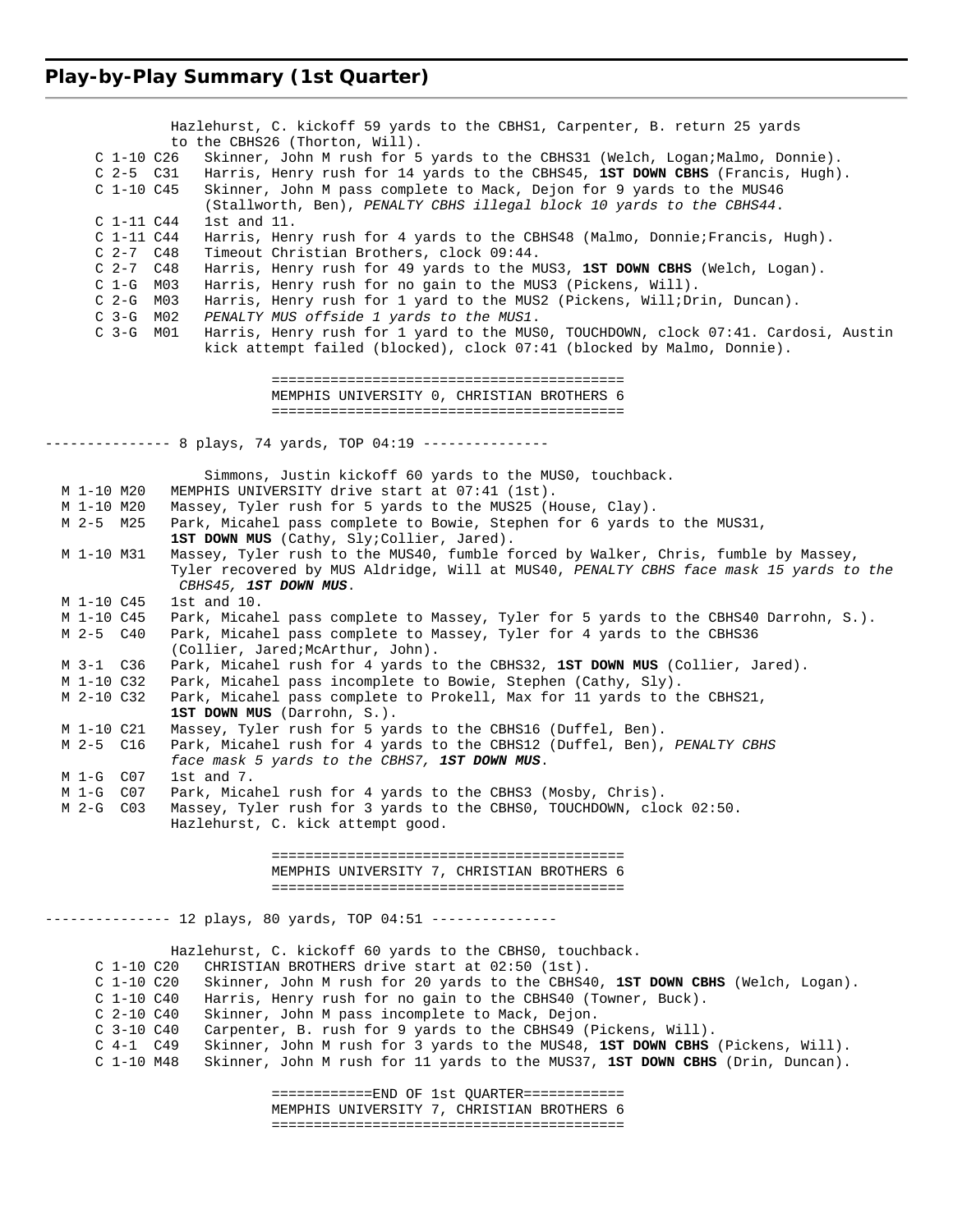## Play-by-Play Summary (1st Quarter)

```
            Hazlehurst, C. kickoff 59 yards to the CBHS1, Carpenter, B. return 25 yards
            to the CBHS26 (Thorton, Will).
   C 1-10 C26   Skinner, John M rush for 5 yards to the CBHS31 (Welch, Logan;Malmo, Donnie).
   C 2-5  C31   Harris, Henry rush for 14 yards to the CBHS45, 1ST DOWN CBHS (Francis, Hugh).
   C 1-10 C45   Skinner, John M pass complete to Mack, Dejon for 9 yards to the MUS46
                (Stallworth, Ben), PENALTY CBHS illegal block 10 yards to the CBHS44.
   C 1-11 C44   1st and 11.
   C 1-11 C44   Harris, Henry rush for 4 yards to the CBHS48 (Malmo, Donnie;Francis, Hugh).
   C 2-7  C48   Timeout Christian Brothers, clock 09:44.
   C 2-7  C48   Harris, Henry rush for 49 yards to the MUS3, 1ST DOWN CBHS (Welch, Logan).
   C 1-G  M03   Harris, Henry rush for no gain to the MUS3 (Pickens, Will).
   C 2-G  M03   Harris, Henry rush for 1 yard to the MUS2 (Pickens, Will;Drin, Duncan).
   C 3-G  M02   PENALTY MUS offside 1 yards to the MUS1.
   C 3-G  M01   Harris, Henry rush for 1 yard to the MUS0, TOUCHDOWN, clock 07:41. Cardosi, Austin
                kick attempt failed (blocked), clock 07:41 (blocked by Malmo, Donnie).

                      ==========================================
                      MEMPHIS UNIVERSITY 0, CHRISTIAN BROTHERS 6
                      ==========================================

--------------- 8 plays, 74 yards, TOP 04:19 ---------------

                Simmons, Justin kickoff 60 yards to the MUS0, touchback.
 M 1-10 M20   MEMPHIS UNIVERSITY drive start at 07:41 (1st).
 M 1-10 M20   Massey, Tyler rush for 5 yards to the MUS25 (House, Clay).
 M 2-5  M25   Park, Micahel pass complete to Bowie, Stephen for 6 yards to the MUS31,
              1ST DOWN MUS (Cathy, Sly;Collier, Jared).
 M 1-10 M31   Massey, Tyler rush to the MUS40, fumble forced by Walker, Chris, fumble by Massey,
              Tyler recovered by MUS Aldridge, Will at MUS40, PENALTY CBHS face mask 15 yards to the
               CBHS45, 1ST DOWN MUS.
 M 1-10 C45   1st and 10.
 M 1-10 C45   Park, Micahel pass complete to Massey, Tyler for 5 yards to the CBHS40 Darrohn, S.).
 M 2-5  C40   Park, Micahel pass complete to Massey, Tyler for 4 yards to the CBHS36
              (Collier, Jared;McArthur, John).
 M 3-1  C36   Park, Micahel rush for 4 yards to the CBHS32, 1ST DOWN MUS (Collier, Jared).
 M 1-10 C32   Park, Micahel pass incomplete to Bowie, Stephen (Cathy, Sly).
 M 2-10 C32   Park, Micahel pass complete to Prokell, Max for 11 yards to the CBHS21,
              1ST DOWN MUS (Darrohn, S.).
 M 1-10 C21   Massey, Tyler rush for 5 yards to the CBHS16 (Duffel, Ben).
 M 2-5  C16   Park, Micahel rush for 4 yards to the CBHS12 (Duffel, Ben), PENALTY CBHS
              face mask 5 yards to the CBHS7, 1ST DOWN MUS.
 M 1-G  C07   1st and 7.
 M 1-G  C07   Park, Micahel rush for 4 yards to the CBHS3 (Mosby, Chris).
 M 2-G  C03   Massey, Tyler rush for 3 yards to the CBHS0, TOUCHDOWN, clock 02:50.
              Hazlehurst, C. kick attempt good.

                      ==========================================
                      MEMPHIS UNIVERSITY 7, CHRISTIAN BROTHERS 6
                      ==========================================

--------------- 12 plays, 80 yards, TOP 04:51 ---------------

              Hazlehurst, C. kickoff 60 yards to the CBHS0, touchback.
   C 1-10 C20   CHRISTIAN BROTHERS drive start at 02:50 (1st).
   C 1-10 C20   Skinner, John M rush for 20 yards to the CBHS40, 1ST DOWN CBHS (Welch, Logan).
   C 1-10 C40   Harris, Henry rush for no gain to the CBHS40 (Towner, Buck).
   C 2-10 C40   Skinner, John M pass incomplete to Mack, Dejon.
   C 3-10 C40   Carpenter, B. rush for 9 yards to the CBHS49 (Pickens, Will).
   C 4-1  C49   Skinner, John M rush for 3 yards to the MUS48, 1ST DOWN CBHS (Pickens, Will).
   C 1-10 M48   Skinner, John M rush for 11 yards to the MUS37, 1ST DOWN CBHS (Drin, Duncan).

                      ============END OF 1st QUARTER============
                      MEMPHIS UNIVERSITY 7, CHRISTIAN BROTHERS 6
                      ==========================================
```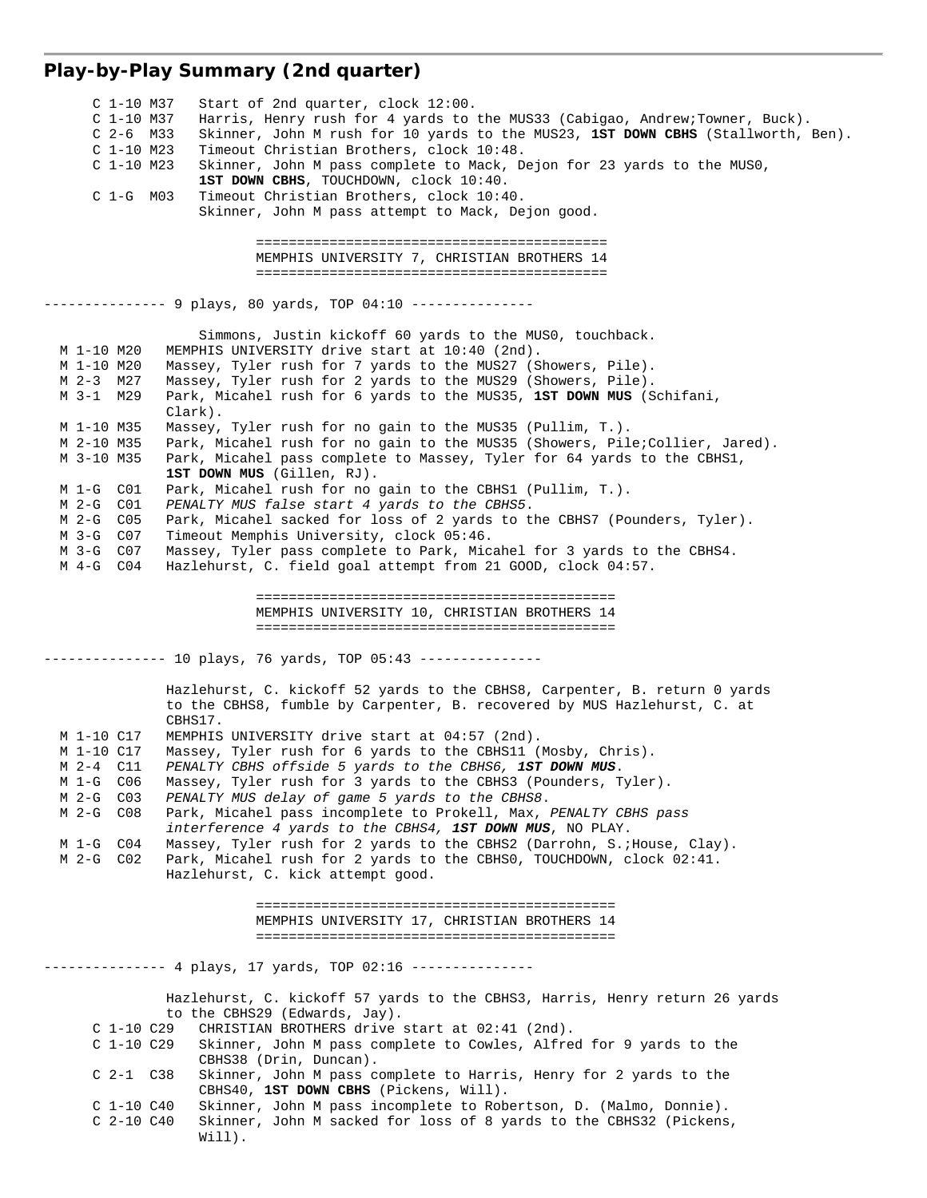## Play-by-Play Summary (2nd quarter)

```
      C 1-10 M37   Start of 2nd quarter, clock 12:00.
      C 1-10 M37   Harris, Henry rush for 4 yards to the MUS33 (Cabigao, Andrew;Towner, Buck).
      C 2-6  M33   Skinner, John M rush for 10 yards to the MUS23, 1ST DOWN CBHS (Stallworth, Ben).
      C 1-10 M23   Timeout Christian Brothers, clock 10:48.
      C 1-10 M23   Skinner, John M pass complete to Mack, Dejon for 23 yards to the MUS0,
                   1ST DOWN CBHS, TOUCHDOWN, clock 10:40.
      C 1-G  M03   Timeout Christian Brothers, clock 10:40.
                   Skinner, John M pass attempt to Mack, Dejon good.

                          ==========================================
                          MEMPHIS UNIVERSITY 7, CHRISTIAN BROTHERS 14
                          ==========================================

--------------- 9 plays, 80 yards, TOP 04:10 ---------------

                   Simmons, Justin kickoff 60 yards to the MUS0, touchback.
  M 1-10 M20   MEMPHIS UNIVERSITY drive start at 10:40 (2nd).
  M 1-10 M20   Massey, Tyler rush for 7 yards to the MUS27 (Showers, Pile).
  M 2-3  M27   Massey, Tyler rush for 2 yards to the MUS29 (Showers, Pile).
  M 3-1  M29   Park, Micahel rush for 6 yards to the MUS35, 1ST DOWN MUS (Schifani,
               Clark).
  M 1-10 M35   Massey, Tyler rush for no gain to the MUS35 (Pullim, T.).
  M 2-10 M35   Park, Micahel rush for no gain to the MUS35 (Showers, Pile;Collier, Jared).
  M 3-10 M35   Park, Micahel pass complete to Massey, Tyler for 64 yards to the CBHS1,
               1ST DOWN MUS (Gillen, RJ).
  M 1-G  C01   Park, Micahel rush for no gain to the CBHS1 (Pullim, T.).
  M 2-G  C01   PENALTY MUS false start 4 yards to the CBHS5.
  M 2-G  C05   Park, Micahel sacked for loss of 2 yards to the CBHS7 (Pounders, Tyler).
  M 3-G  C07   Timeout Memphis University, clock 05:46.
  M 3-G  C07   Massey, Tyler pass complete to Park, Micahel for 3 yards to the CBHS4.
  M 4-G  C04   Hazlehurst, C. field goal attempt from 21 GOOD, clock 04:57.

                          ===========================================
                          MEMPHIS UNIVERSITY 10, CHRISTIAN BROTHERS 14
                          ===========================================

--------------- 10 plays, 76 yards, TOP 05:43 ---------------

               Hazlehurst, C. kickoff 52 yards to the CBHS8, Carpenter, B. return 0 yards
               to the CBHS8, fumble by Carpenter, B. recovered by MUS Hazlehurst, C. at
               CBHS17.
  M 1-10 C17   MEMPHIS UNIVERSITY drive start at 04:57 (2nd).
  M 1-10 C17   Massey, Tyler rush for 6 yards to the CBHS11 (Mosby, Chris).
  M 2-4  C11   PENALTY CBHS offside 5 yards to the CBHS6, 1ST DOWN MUS.
  M 1-G  C06   Massey, Tyler rush for 3 yards to the CBHS3 (Pounders, Tyler).
  M 2-G  C03   PENALTY MUS delay of game 5 yards to the CBHS8.
  M 2-G  C08   Park, Micahel pass incomplete to Prokell, Max, PENALTY CBHS pass
               interference 4 yards to the CBHS4, 1ST DOWN MUS, NO PLAY.
  M 1-G  C04   Massey, Tyler rush for 2 yards to the CBHS2 (Darrohn, S.;House, Clay).
  M 2-G  C02   Park, Micahel rush for 2 yards to the CBHS0, TOUCHDOWN, clock 02:41.
               Hazlehurst, C. kick attempt good.

                          ===========================================
                          MEMPHIS UNIVERSITY 17, CHRISTIAN BROTHERS 14
                          ===========================================

--------------- 4 plays, 17 yards, TOP 02:16 ---------------

               Hazlehurst, C. kickoff 57 yards to the CBHS3, Harris, Henry return 26 yards
               to the CBHS29 (Edwards, Jay).
      C 1-10 C29   CHRISTIAN BROTHERS drive start at 02:41 (2nd).
      C 1-10 C29   Skinner, John M pass complete to Cowles, Alfred for 9 yards to the
                   CBHS38 (Drin, Duncan).
      C 2-1  C38   Skinner, John M pass complete to Harris, Henry for 2 yards to the
                   CBHS40, 1ST DOWN CBHS (Pickens, Will).
      C 1-10 C40   Skinner, John M pass incomplete to Robertson, D. (Malmo, Donnie).
      C 2-10 C40   Skinner, John M sacked for loss of 8 yards to the CBHS32 (Pickens,
                   Will).
```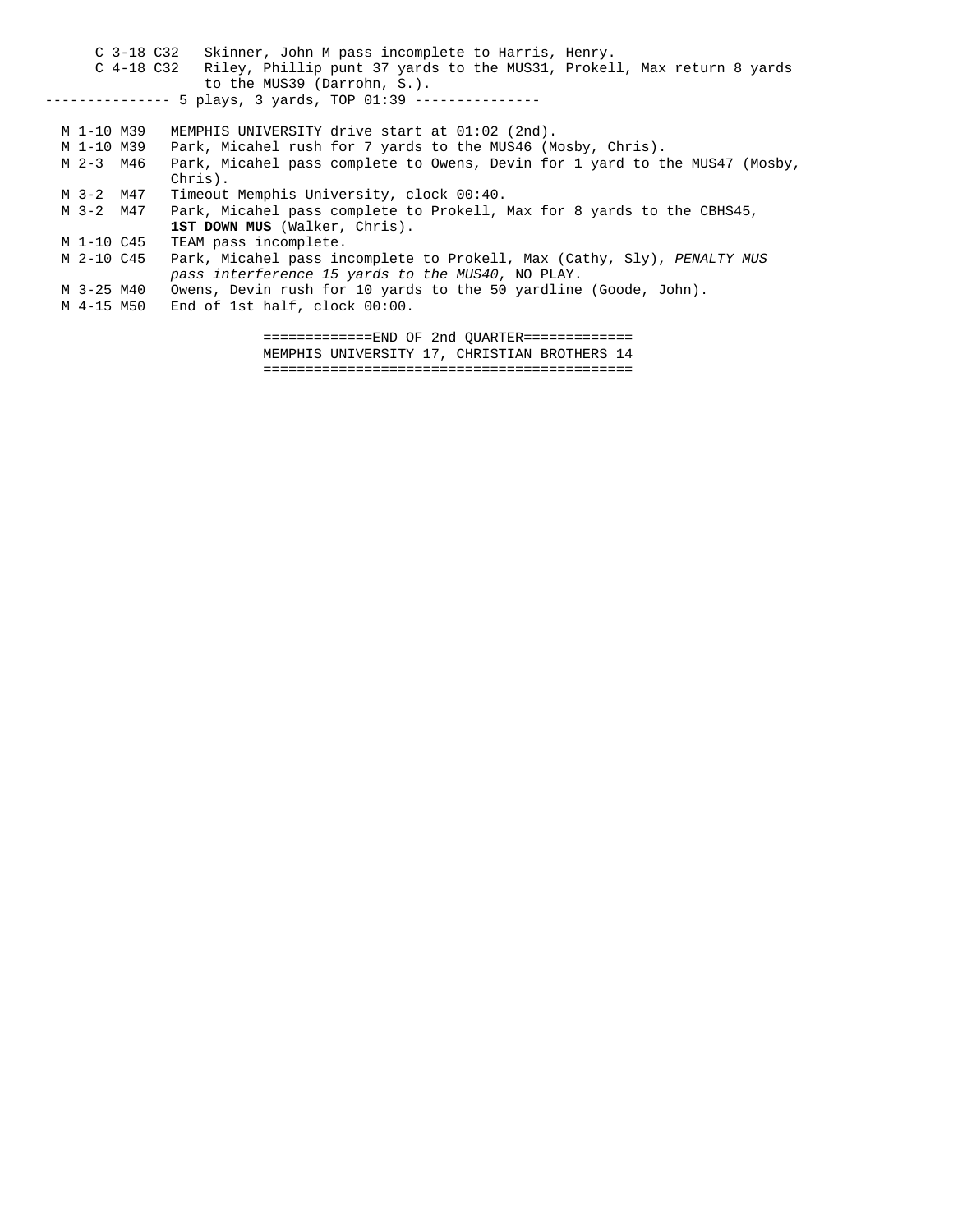```
     C 3-18 C32   Skinner, John M pass incomplete to Harris, Henry.
     C 4-18 C32   Riley, Phillip punt 37 yards to the MUS31, Prokell, Max return 8 yards
                  to the MUS39 (Darrohn, S.).
--------------- 5 plays, 3 yards, TOP 01:39 ---------------

  M 1-10 M39   MEMPHIS UNIVERSITY drive start at 01:02 (2nd).
  M 1-10 M39   Park, Micahel rush for 7 yards to the MUS46 (Mosby, Chris).
  M 2-3  M46   Park, Micahel pass complete to Owens, Devin for 1 yard to the MUS47 (Mosby,
               Chris).
  M 3-2  M47   Timeout Memphis University, clock 00:40.
  M 3-2  M47   Park, Micahel pass complete to Prokell, Max for 8 yards to the CBHS45,
               1ST DOWN MUS (Walker, Chris).
  M 1-10 C45   TEAM pass incomplete.
  M 2-10 C45   Park, Micahel pass incomplete to Prokell, Max (Cathy, Sly), PENALTY MUS
               pass interference 15 yards to the MUS40, NO PLAY.
  M 3-25 M40   Owens, Devin rush for 10 yards to the 50 yardline (Goode, John).
  M 4-15 M50   End of 1st half, clock 00:00.

                              =============END OF 2nd QUARTER=============
                              MEMPHIS UNIVERSITY 17, CHRISTIAN BROTHERS 14
                              ============================================
```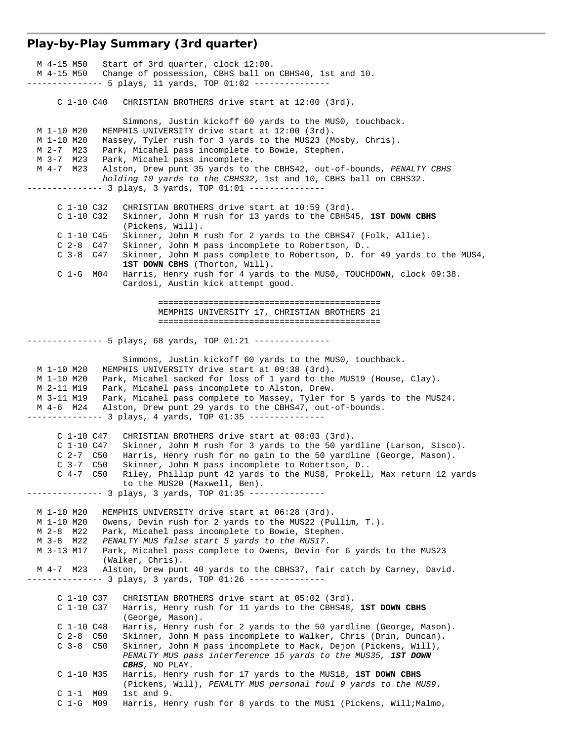## Play-by-Play Summary (3rd quarter)

```
  M 4-15 M50   Start of 3rd quarter, clock 12:00.
  M 4-15 M50   Change of possession, CBHS ball on CBHS40, 1st and 10.
--------------- 5 plays, 11 yards, TOP 01:02 ---------------

      C 1-10 C40   CHRISTIAN BROTHERS drive start at 12:00 (3rd).

                   Simmons, Justin kickoff 60 yards to the MUS0, touchback.
  M 1-10 M20   MEMPHIS UNIVERSITY drive start at 12:00 (3rd).
  M 1-10 M20   Massey, Tyler rush for 3 yards to the MUS23 (Mosby, Chris).
  M 2-7  M23   Park, Micahel pass incomplete to Bowie, Stephen.
  M 3-7  M23   Park, Micahel pass incomplete.
  M 4-7  M23   Alston, Drew punt 35 yards to the CBHS42, out-of-bounds, PENALTY CBHS
               holding 10 yards to the CBHS32, 1st and 10, CBHS ball on CBHS32.
--------------- 3 plays, 3 yards, TOP 01:01 ---------------

      C 1-10 C32   CHRISTIAN BROTHERS drive start at 10:59 (3rd).
      C 1-10 C32   Skinner, John M rush for 13 yards to the CBHS45, 1ST DOWN CBHS
                   (Pickens, Will).
      C 1-10 C45   Skinner, John M rush for 2 yards to the CBHS47 (Folk, Allie).
      C 2-8  C47   Skinner, John M pass incomplete to Robertson, D..
      C 3-8  C47   Skinner, John M pass complete to Robertson, D. for 49 yards to the MUS4,
                   1ST DOWN CBHS (Thorton, Will).
      C 1-G  M04   Harris, Henry rush for 4 yards to the MUS0, TOUCHDOWN, clock 09:38.
                   Cardosi, Austin kick attempt good.

                          ==========================================
                          MEMPHIS UNIVERSITY 17, CHRISTIAN BROTHERS 21
                          ==========================================

--------------- 5 plays, 68 yards, TOP 01:21 ---------------

                   Simmons, Justin kickoff 60 yards to the MUS0, touchback.
  M 1-10 M20   MEMPHIS UNIVERSITY drive start at 09:38 (3rd).
  M 1-10 M20   Park, Micahel sacked for loss of 1 yard to the MUS19 (House, Clay).
  M 2-11 M19   Park, Micahel pass incomplete to Alston, Drew.
  M 3-11 M19   Park, Micahel pass complete to Massey, Tyler for 5 yards to the MUS24.
  M 4-6  M24   Alston, Drew punt 29 yards to the CBHS47, out-of-bounds.
--------------- 3 plays, 4 yards, TOP 01:35 ---------------

      C 1-10 C47   CHRISTIAN BROTHERS drive start at 08:03 (3rd).
      C 1-10 C47   Skinner, John M rush for 3 yards to the 50 yardline (Larson, Sisco).
      C 2-7  C50   Harris, Henry rush for no gain to the 50 yardline (George, Mason).
      C 3-7  C50   Skinner, John M pass incomplete to Robertson, D..
      C 4-7  C50   Riley, Phillip punt 42 yards to the MUS8, Prokell, Max return 12 yards
                   to the MUS20 (Maxwell, Ben).
--------------- 3 plays, 3 yards, TOP 01:35 ---------------

  M 1-10 M20   MEMPHIS UNIVERSITY drive start at 06:28 (3rd).
  M 1-10 M20   Owens, Devin rush for 2 yards to the MUS22 (Pullim, T.).
  M 2-8  M22   Park, Micahel pass incomplete to Bowie, Stephen.
  M 3-8  M22   PENALTY MUS false start 5 yards to the MUS17.
  M 3-13 M17   Park, Micahel pass complete to Owens, Devin for 6 yards to the MUS23
               (Walker, Chris).
  M 4-7  M23   Alston, Drew punt 40 yards to the CBHS37, fair catch by Carney, David.
--------------- 3 plays, 3 yards, TOP 01:26 ---------------

      C 1-10 C37   CHRISTIAN BROTHERS drive start at 05:02 (3rd).
      C 1-10 C37   Harris, Henry rush for 11 yards to the CBHS48, 1ST DOWN CBHS
                   (George, Mason).
      C 1-10 C48   Harris, Henry rush for 2 yards to the 50 yardline (George, Mason).
      C 2-8  C50   Skinner, John M pass incomplete to Walker, Chris (Drin, Duncan).
      C 3-8  C50   Skinner, John M pass incomplete to Mack, Dejon (Pickens, Will),
                   PENALTY MUS pass interference 15 yards to the MUS35, 1ST DOWN
                   CBHS, NO PLAY.
      C 1-10 M35   Harris, Henry rush for 17 yards to the MUS18, 1ST DOWN CBHS
                   (Pickens, Will), PENALTY MUS personal foul 9 yards to the MUS9.
      C 1-1  M09   1st and 9.
      C 1-G  M09   Harris, Henry rush for 8 yards to the MUS1 (Pickens, Will;Malmo,
```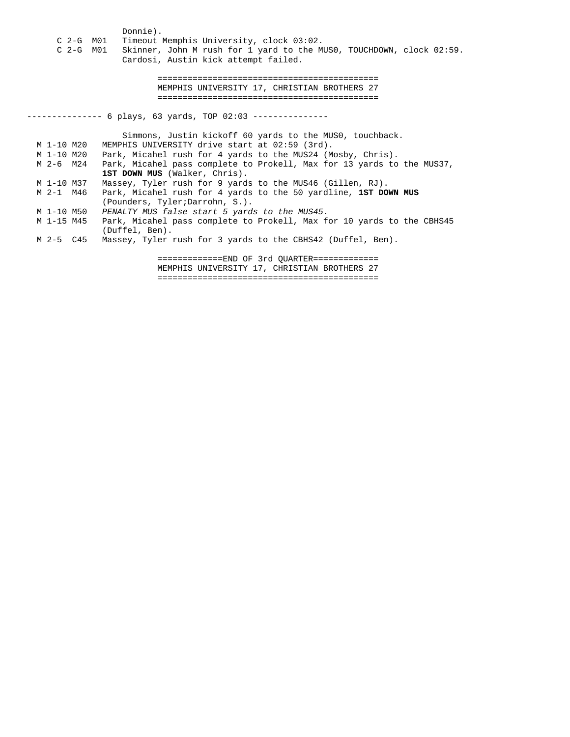Donnie).

C 2-G M01 Timeout Memphis University, clock 03:02.

C 2-G M01 Skinner, John M rush for 1 yard to the MUS0, TOUCHDOWN, clock 02:59. Cardosi, Austin kick attempt failed.

===========================================
MEMPHIS UNIVERSITY 17, CHRISTIAN BROTHERS 27
===========================================

--------------- 6 plays, 63 yards, TOP 02:03 ---------------

Simmons, Justin kickoff 60 yards to the MUS0, touchback.

M 1-10 M20 MEMPHIS UNIVERSITY drive start at 02:59 (3rd).

M 1-10 M20 Park, Micahel rush for 4 yards to the MUS24 (Mosby, Chris).

M 2-6 M24 Park, Micahel pass complete to Prokell, Max for 13 yards to the MUS37, **1ST DOWN MUS** (Walker, Chris).

M 1-10 M37 Massey, Tyler rush for 9 yards to the MUS46 (Gillen, RJ).

M 2-1 M46 Park, Micahel rush for 4 yards to the 50 yardline, **1ST DOWN MUS** (Pounders, Tyler;Darrohn, S.).

M 1-10 M50 *PENALTY MUS false start 5 yards to the MUS45.*

M 1-15 M45 Park, Micahel pass complete to Prokell, Max for 10 yards to the CBHS45 (Duffel, Ben).

M 2-5 C45 Massey, Tyler rush for 3 yards to the CBHS42 (Duffel, Ben).

=============END OF 3rd QUARTER=============
MEMPHIS UNIVERSITY 17, CHRISTIAN BROTHERS 27
===========================================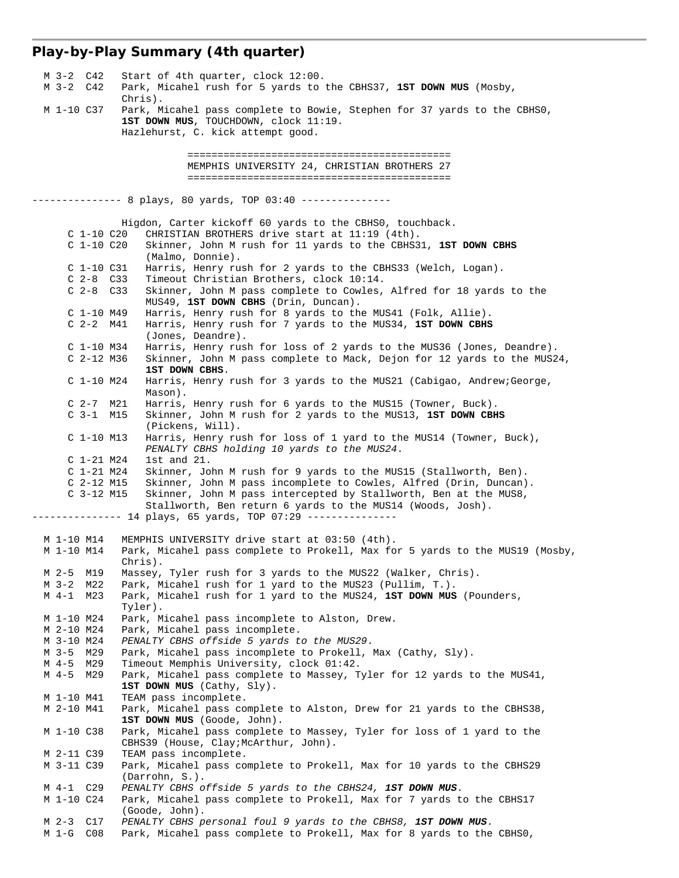## Play-by-Play Summary (4th quarter)

```
  M 3-2  C42   Start of 4th quarter, clock 12:00.
  M 3-2  C42   Park, Micahel rush for 5 yards to the CBHS37, 1ST DOWN MUS (Mosby,
               Chris).
  M 1-10 C37   Park, Micahel pass complete to Bowie, Stephen for 37 yards to the CBHS0,
               1ST DOWN MUS, TOUCHDOWN, clock 11:19.
               Hazlehurst, C. kick attempt good.

                          ===========================================
                          MEMPHIS UNIVERSITY 24, CHRISTIAN BROTHERS 27
                          ===========================================

--------------- 8 plays, 80 yards, TOP 03:40 ---------------

               Higdon, Carter kickoff 60 yards to the CBHS0, touchback.
      C 1-10 C20   CHRISTIAN BROTHERS drive start at 11:19 (4th).
      C 1-10 C20   Skinner, John M rush for 11 yards to the CBHS31, 1ST DOWN CBHS
                   (Malmo, Donnie).
      C 1-10 C31   Harris, Henry rush for 2 yards to the CBHS33 (Welch, Logan).
      C 2-8  C33   Timeout Christian Brothers, clock 10:14.
      C 2-8  C33   Skinner, John M pass complete to Cowles, Alfred for 18 yards to the
                   MUS49, 1ST DOWN CBHS (Drin, Duncan).
      C 1-10 M49   Harris, Henry rush for 8 yards to the MUS41 (Folk, Allie).
      C 2-2  M41   Harris, Henry rush for 7 yards to the MUS34, 1ST DOWN CBHS
                   (Jones, Deandre).
      C 1-10 M34   Harris, Henry rush for loss of 2 yards to the MUS36 (Jones, Deandre).
      C 2-12 M36   Skinner, John M pass complete to Mack, Dejon for 12 yards to the MUS24,
                   1ST DOWN CBHS.
      C 1-10 M24   Harris, Henry rush for 3 yards to the MUS21 (Cabigao, Andrew;George,
                   Mason).
      C 2-7  M21   Harris, Henry rush for 6 yards to the MUS15 (Towner, Buck).
      C 3-1  M15   Skinner, John M rush for 2 yards to the MUS13, 1ST DOWN CBHS
                   (Pickens, Will).
      C 1-10 M13   Harris, Henry rush for loss of 1 yard to the MUS14 (Towner, Buck),
                   PENALTY CBHS holding 10 yards to the MUS24.
      C 1-21 M24   1st and 21.
      C 1-21 M24   Skinner, John M rush for 9 yards to the MUS15 (Stallworth, Ben).
      C 2-12 M15   Skinner, John M pass incomplete to Cowles, Alfred (Drin, Duncan).
      C 3-12 M15   Skinner, John M pass intercepted by Stallworth, Ben at the MUS8,
                   Stallworth, Ben return 6 yards to the MUS14 (Woods, Josh).
--------------- 14 plays, 65 yards, TOP 07:29 ---------------

  M 1-10 M14   MEMPHIS UNIVERSITY drive start at 03:50 (4th).
  M 1-10 M14   Park, Micahel pass complete to Prokell, Max for 5 yards to the MUS19 (Mosby,
               Chris).
  M 2-5  M19   Massey, Tyler rush for 3 yards to the MUS22 (Walker, Chris).
  M 3-2  M22   Park, Micahel rush for 1 yard to the MUS23 (Pullim, T.).
  M 4-1  M23   Park, Micahel rush for 1 yard to the MUS24, 1ST DOWN MUS (Pounders,
               Tyler).
  M 1-10 M24   Park, Micahel pass incomplete to Alston, Drew.
  M 2-10 M24   Park, Micahel pass incomplete.
  M 3-10 M24   PENALTY CBHS offside 5 yards to the MUS29.
  M 3-5  M29   Park, Micahel pass incomplete to Prokell, Max (Cathy, Sly).
  M 4-5  M29   Timeout Memphis University, clock 01:42.
  M 4-5  M29   Park, Micahel pass complete to Massey, Tyler for 12 yards to the MUS41,
               1ST DOWN MUS (Cathy, Sly).
  M 1-10 M41   TEAM pass incomplete.
  M 2-10 M41   Park, Micahel pass complete to Alston, Drew for 21 yards to the CBHS38,
               1ST DOWN MUS (Goode, John).
  M 1-10 C38   Park, Micahel pass complete to Massey, Tyler for loss of 1 yard to the
               CBHS39 (House, Clay;McArthur, John).
  M 2-11 C39   TEAM pass incomplete.
  M 3-11 C39   Park, Micahel pass complete to Prokell, Max for 10 yards to the CBHS29
               (Darrohn, S.).
  M 4-1  C29   PENALTY CBHS offside 5 yards to the CBHS24, 1ST DOWN MUS.
  M 1-10 C24   Park, Micahel pass complete to Prokell, Max for 7 yards to the CBHS17
               (Goode, John).
  M 2-3  C17   PENALTY CBHS personal foul 9 yards to the CBHS8, 1ST DOWN MUS.
  M 1-G  C08   Park, Micahel pass complete to Prokell, Max for 8 yards to the CBHS0,
```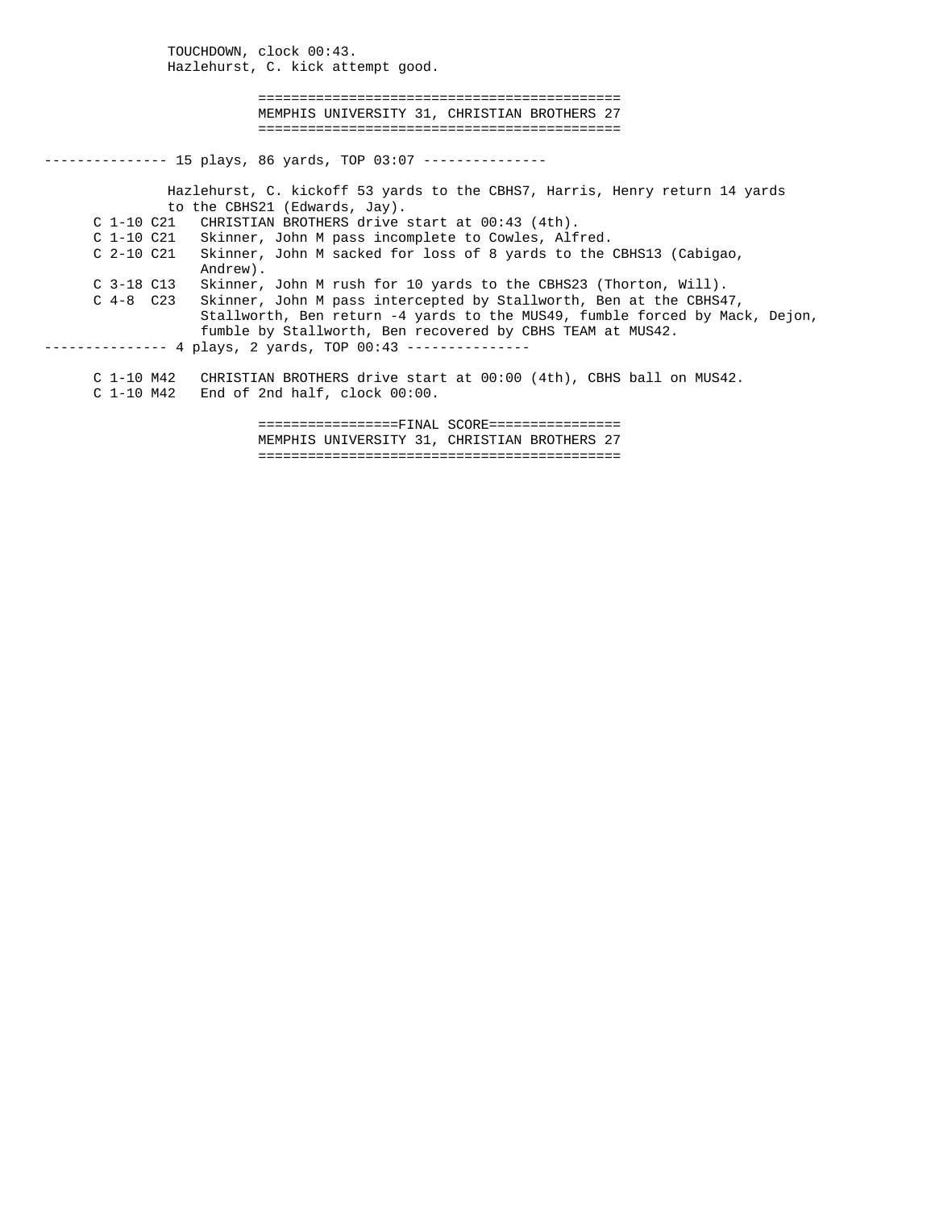```
              TOUCHDOWN, clock 00:43.
              Hazlehurst, C. kick attempt good.

                         ==========================================
                         MEMPHIS UNIVERSITY 31, CHRISTIAN BROTHERS 27
                         ==========================================

--------------- 15 plays, 86 yards, TOP 03:07 ---------------

              Hazlehurst, C. kickoff 53 yards to the CBHS7, Harris, Henry return 14 yards
              to the CBHS21 (Edwards, Jay).
      C 1-10 C21   CHRISTIAN BROTHERS drive start at 00:43 (4th).
      C 1-10 C21   Skinner, John M pass incomplete to Cowles, Alfred.
      C 2-10 C21   Skinner, John M sacked for loss of 8 yards to the CBHS13 (Cabigao,
                   Andrew).
      C 3-18 C13   Skinner, John M rush for 10 yards to the CBHS23 (Thorton, Will).
      C 4-8  C23   Skinner, John M pass intercepted by Stallworth, Ben at the CBHS47,
                   Stallworth, Ben return -4 yards to the MUS49, fumble forced by Mack, Dejon,
                   fumble by Stallworth, Ben recovered by CBHS TEAM at MUS42.
--------------- 4 plays, 2 yards, TOP 00:43 ---------------

      C 1-10 M42   CHRISTIAN BROTHERS drive start at 00:00 (4th), CBHS ball on MUS42.
      C 1-10 M42   End of 2nd half, clock 00:00.

                         ================FINAL SCORE================
                         MEMPHIS UNIVERSITY 31, CHRISTIAN BROTHERS 27
                         ==========================================
```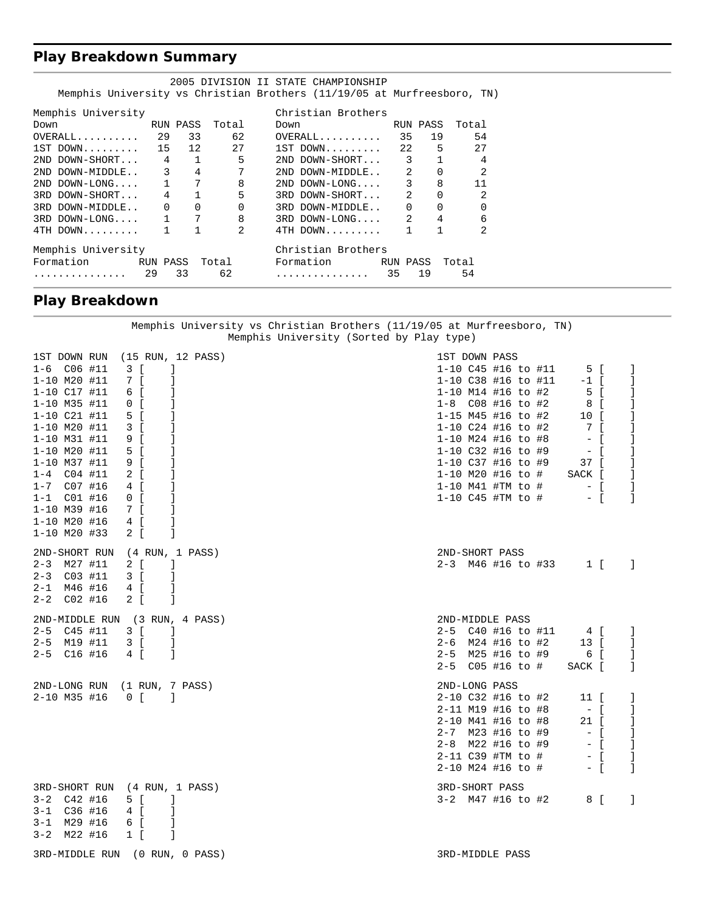## Play Breakdown Summary

2005 DIVISION II STATE CHAMPIONSHIP
Memphis University vs Christian Brothers (11/19/05 at Murfreesboro, TN)

| Memphis University | | | | Christian Brothers | | | |
|---|---|---|---|---|---|---|---|
| Down | RUN | PASS | Total | Down | RUN | PASS | Total |
| OVERALL.......... | 29 | 33 | 62 | OVERALL.......... | 35 | 19 | 54 |
| 1ST DOWN......... | 15 | 12 | 27 | 1ST DOWN......... | 22 | 5 | 27 |
| 2ND DOWN-SHORT... | 4 | 1 | 5 | 2ND DOWN-SHORT... | 3 | 1 | 4 |
| 2ND DOWN-MIDDLE.. | 3 | 4 | 7 | 2ND DOWN-MIDDLE.. | 2 | 0 | 2 |
| 2ND DOWN-LONG.... | 1 | 7 | 8 | 2ND DOWN-LONG.... | 3 | 8 | 11 |
| 3RD DOWN-SHORT... | 4 | 1 | 5 | 3RD DOWN-SHORT... | 2 | 0 | 2 |
| 3RD DOWN-MIDDLE.. | 0 | 0 | 0 | 3RD DOWN-MIDDLE.. | 0 | 0 | 0 |
| 3RD DOWN-LONG.... | 1 | 7 | 8 | 3RD DOWN-LONG.... | 2 | 4 | 6 |
| 4TH DOWN......... | 1 | 1 | 2 | 4TH DOWN......... | 1 | 1 | 2 |

| Memphis University | | | | Christian Brothers | | | |
|---|---|---|---|---|---|---|---|
| Formation | RUN | PASS | Total | Formation | RUN | PASS | Total |
| ............... | 29 | 33 | 62 | ............... | 35 | 19 | 54 |

## Play Breakdown

Memphis University vs Christian Brothers (11/19/05 at Murfreesboro, TN)
Memphis University (Sorted by Play type)

```
1ST DOWN RUN  (15 RUN, 12 PASS)
1-6  C06 #11   3 [    ]
1-10 M20 #11   7 [    ]
1-10 C17 #11   6 [    ]
1-10 M35 #11   0 [    ]
1-10 C21 #11   5 [    ]
1-10 M20 #11   3 [    ]
1-10 M31 #11   9 [    ]
1-10 M20 #11   5 [    ]
1-10 M37 #11   9 [    ]
1-4  C04 #11   2 [    ]
1-7  C07 #16   4 [    ]
1-1  C01 #16   0 [    ]
1-10 M39 #16   7 [    ]
1-10 M20 #16   4 [    ]
1-10 M20 #33   2 [    ]

1ST DOWN PASS
1-10 C45 #16 to #11     5 [    ]
1-10 C38 #16 to #11    -1 [    ]
1-10 M14 #16 to #2      5 [    ]
1-8  C08 #16 to #2      8 [    ]
1-15 M45 #16 to #2     10 [    ]
1-10 C24 #16 to #2      7 [    ]
1-10 M24 #16 to #8      - [    ]
1-10 C32 #16 to #9      - [    ]
1-10 C37 #16 to #9     37 [    ]
1-10 M20 #16 to #    SACK [    ]
1-10 M41 #TM to #       - [    ]
1-10 C45 #TM to #       - [    ]

2ND-SHORT RUN  (4 RUN, 1 PASS)
2-3  M27 #11   2 [    ]
2-3  C03 #11   3 [    ]
2-1  M46 #16   4 [    ]
2-2  C02 #16   2 [    ]

2ND-SHORT PASS
2-3  M46 #16 to #33     1 [    ]

2ND-MIDDLE RUN  (3 RUN, 4 PASS)
2-5  C45 #11   3 [    ]
2-5  M19 #11   3 [    ]
2-5  C16 #16   4 [    ]

2ND-MIDDLE PASS
2-5  C40 #16 to #11     4 [    ]
2-6  M24 #16 to #2     13 [    ]
2-5  M25 #16 to #9      6 [    ]
2-5  C05 #16 to #    SACK [    ]

2ND-LONG RUN  (1 RUN, 7 PASS)
2-10 M35 #16   0 [    ]

2ND-LONG PASS
2-10 C32 #16 to #2     11 [    ]
2-11 M19 #16 to #8      - [    ]
2-10 M41 #16 to #8     21 [    ]
2-7  M23 #16 to #9      - [    ]
2-8  M22 #16 to #9      - [    ]
2-11 C39 #TM to #       - [    ]
2-10 M24 #16 to #       - [    ]

3RD-SHORT RUN  (4 RUN, 1 PASS)
3-2  C42 #16   5 [    ]
3-1  C36 #16   4 [    ]
3-1  M29 #16   6 [    ]
3-2  M22 #16   1 [    ]

3RD-SHORT PASS
3-2  M47 #16 to #2      8 [    ]

3RD-MIDDLE RUN  (0 RUN, 0 PASS)

3RD-MIDDLE PASS
```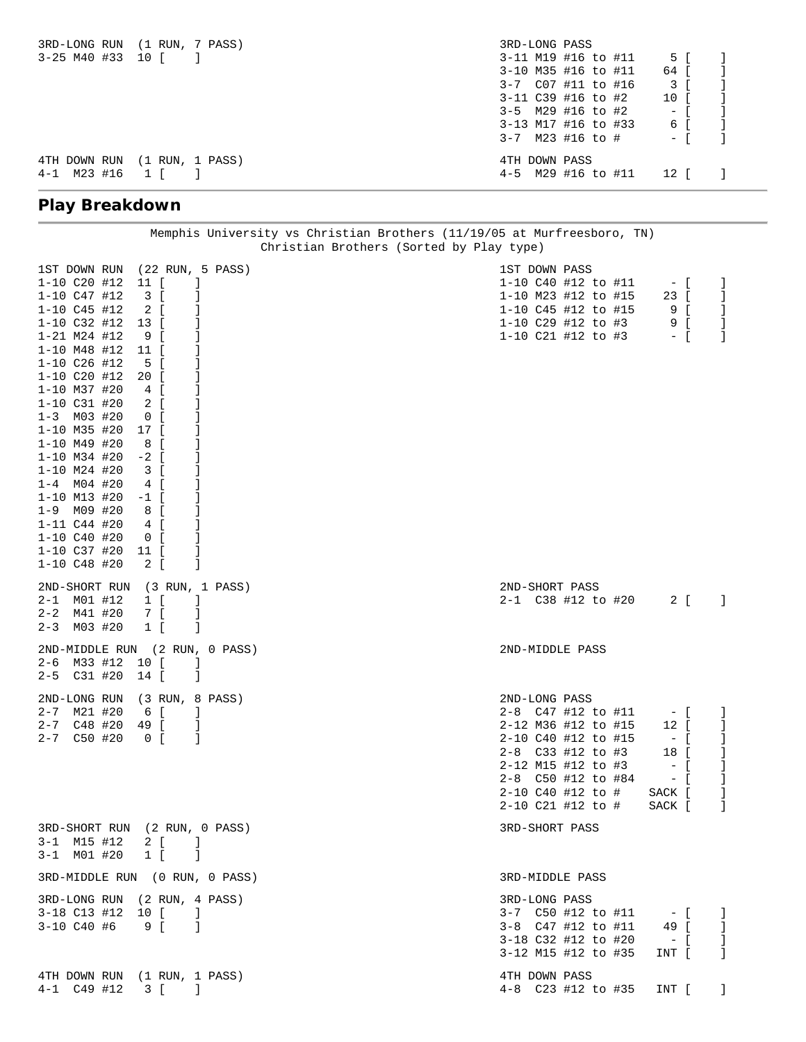```
3RD-LONG RUN  (1 RUN, 7 PASS)                                  3RD-LONG PASS
3-25 M40 #33  10 [    ]                                        3-11 M19 #16 to #11     5 [     ]
                                                               3-10 M35 #16 to #11    64 [     ]
                                                               3-7  C07 #11 to #16     3 [     ]
                                                               3-11 C39 #16 to #2     10 [     ]
                                                               3-5  M29 #16 to #2      - [     ]
                                                               3-13 M17 #16 to #33     6 [     ]
                                                               3-7  M23 #16 to #       - [     ]

4TH DOWN RUN  (1 RUN, 1 PASS)                                  4TH DOWN PASS
4-1  M23 #16   1 [    ]                                        4-5  M29 #16 to #11    12 [     ]
```

## Play Breakdown

```
              Memphis University vs Christian Brothers (11/19/05 at Murfreesboro, TN)
                          Christian Brothers (Sorted by Play type)

1ST DOWN RUN  (22 RUN, 5 PASS)                                 1ST DOWN PASS
1-10 C20 #12  11 [    ]                                        1-10 C40 #12 to #11     - [     ]
1-10 C47 #12   3 [    ]                                        1-10 M23 #12 to #15    23 [     ]
1-10 C45 #12   2 [    ]                                        1-10 C45 #12 to #15     9 [     ]
1-10 C32 #12  13 [    ]                                        1-10 C29 #12 to #3      9 [     ]
1-21 M24 #12   9 [    ]                                        1-10 C21 #12 to #3      - [     ]
1-10 M48 #12  11 [    ]
1-10 C26 #12   5 [    ]
1-10 C20 #12  20 [    ]
1-10 M37 #20   4 [    ]
1-10 C31 #20   2 [    ]
1-3  M03 #20   0 [    ]
1-10 M35 #20  17 [    ]
1-10 M49 #20   8 [    ]
1-10 M34 #20  -2 [    ]
1-10 M24 #20   3 [    ]
1-4  M04 #20   4 [    ]
1-10 M13 #20  -1 [    ]
1-9  M09 #20   8 [    ]
1-11 C44 #20   4 [    ]
1-10 C40 #20   0 [    ]
1-10 C37 #20  11 [    ]
1-10 C48 #20   2 [    ]

2ND-SHORT RUN  (3 RUN, 1 PASS)                                 2ND-SHORT PASS
2-1  M01 #12   1 [    ]                                        2-1  C38 #12 to #20     2 [     ]
2-2  M41 #20   7 [    ]
2-3  M03 #20   1 [    ]

2ND-MIDDLE RUN  (2 RUN, 0 PASS)                                2ND-MIDDLE PASS
2-6  M33 #12  10 [    ]
2-5  C31 #20  14 [    ]

2ND-LONG RUN  (3 RUN, 8 PASS)                                  2ND-LONG PASS
2-7  M21 #20   6 [    ]                                        2-8  C47 #12 to #11     - [     ]
2-7  C48 #20  49 [    ]                                        2-12 M36 #12 to #15    12 [     ]
2-7  C50 #20   0 [    ]                                        2-10 C40 #12 to #15     - [     ]
                                                               2-8  C33 #12 to #3     18 [     ]
                                                               2-12 M15 #12 to #3      - [     ]
                                                               2-8  C50 #12 to #84     - [     ]
                                                               2-10 C40 #12 to #    SACK [     ]
                                                               2-10 C21 #12 to #    SACK [     ]

3RD-SHORT RUN  (2 RUN, 0 PASS)                                 3RD-SHORT PASS
3-1  M15 #12   2 [    ]
3-1  M01 #20   1 [    ]

3RD-MIDDLE RUN  (0 RUN, 0 PASS)                                3RD-MIDDLE PASS

3RD-LONG RUN  (2 RUN, 4 PASS)                                  3RD-LONG PASS
3-18 C13 #12  10 [    ]                                        3-7  C50 #12 to #11     - [     ]
3-10 C40 #6    9 [    ]                                        3-8  C47 #12 to #11    49 [     ]
                                                               3-18 C32 #12 to #20     - [     ]
                                                               3-12 M15 #12 to #35   INT [     ]

4TH DOWN RUN  (1 RUN, 1 PASS)                                  4TH DOWN PASS
4-1  C49 #12   3 [    ]                                        4-8  C23 #12 to #35   INT [     ]
```